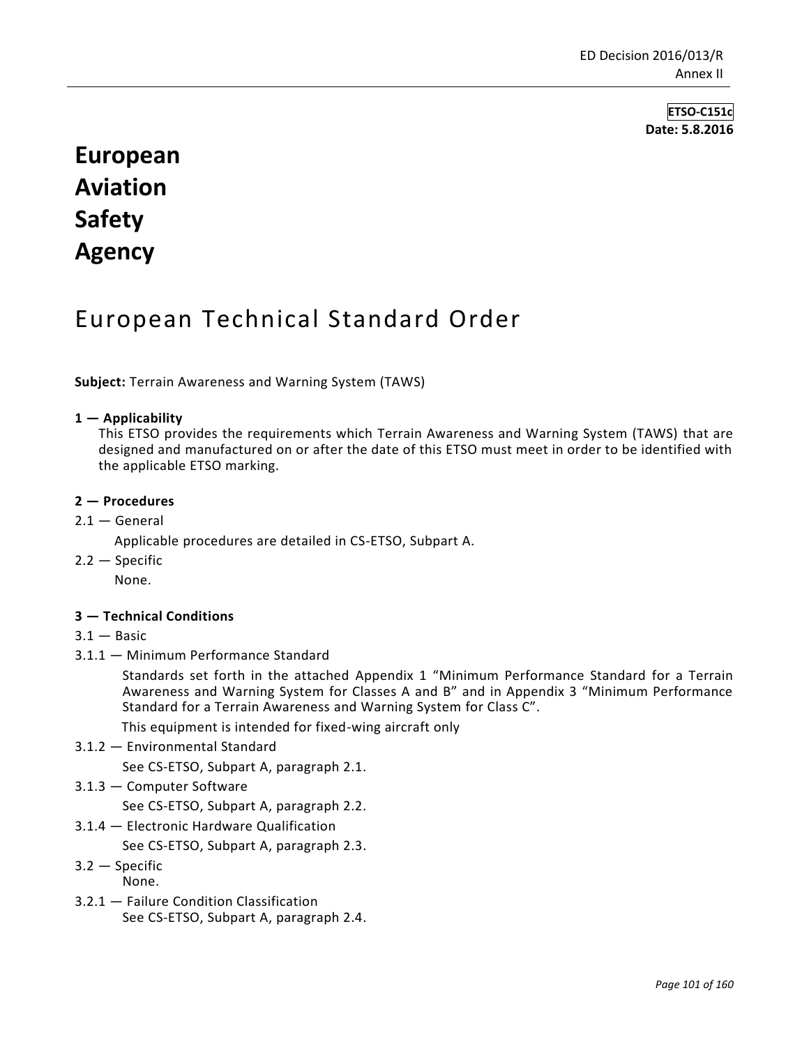**ETSO-C151c**
**Date: 5.8.2016**

# European Aviation Safety Agency

# European Technical Standard Order

**Subject:** Terrain Awareness and Warning System (TAWS)

**1 — Applicability**

This ETSO provides the requirements which Terrain Awareness and Warning System (TAWS) that are designed and manufactured on or after the date of this ETSO must meet in order to be identified with the applicable ETSO marking.

**2 — Procedures**

2.1 — General

Applicable procedures are detailed in CS-ETSO, Subpart A.

2.2 — Specific

None.

**3 — Technical Conditions**

3.1 — Basic

3.1.1 — Minimum Performance Standard

Standards set forth in the attached Appendix 1 "Minimum Performance Standard for a Terrain Awareness and Warning System for Classes A and B" and in Appendix 3 "Minimum Performance Standard for a Terrain Awareness and Warning System for Class C".

This equipment is intended for fixed-wing aircraft only

3.1.2 — Environmental Standard

See CS-ETSO, Subpart A, paragraph 2.1.

3.1.3 — Computer Software

See CS-ETSO, Subpart A, paragraph 2.2.

3.1.4 — Electronic Hardware Qualification

See CS-ETSO, Subpart A, paragraph 2.3.

3.2 — Specific

None.

3.2.1 — Failure Condition Classification

See CS-ETSO, Subpart A, paragraph 2.4.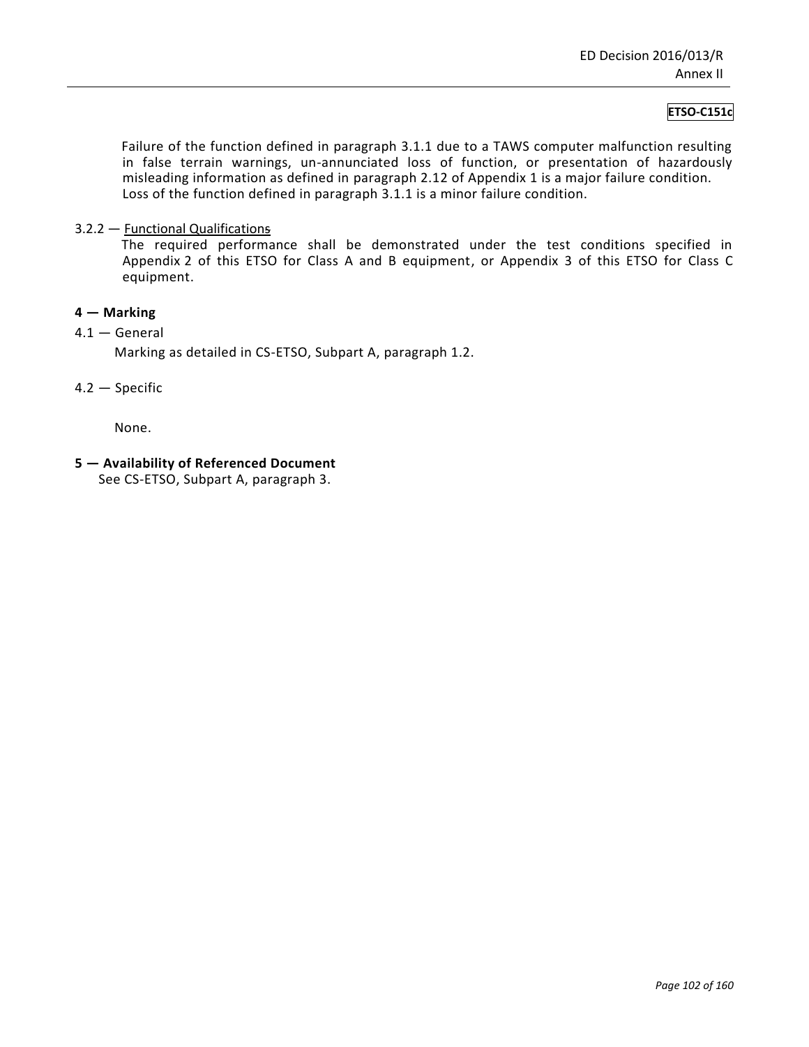Failure of the function defined in paragraph 3.1.1 due to a TAWS computer malfunction resulting in false terrain warnings, un-annunciated loss of function, or presentation of hazardously misleading information as defined in paragraph 2.12 of Appendix 1 is a major failure condition. Loss of the function defined in paragraph 3.1.1 is a minor failure condition.

3.2.2 — Functional Qualifications

The required performance shall be demonstrated under the test conditions specified in Appendix 2 of this ETSO for Class A and B equipment, or Appendix 3 of this ETSO for Class C equipment.

**4 — Marking**

4.1 — General

Marking as detailed in CS-ETSO, Subpart A, paragraph 1.2.

4.2 — Specific

None.

**5 — Availability of Referenced Document**

See CS-ETSO, Subpart A, paragraph 3.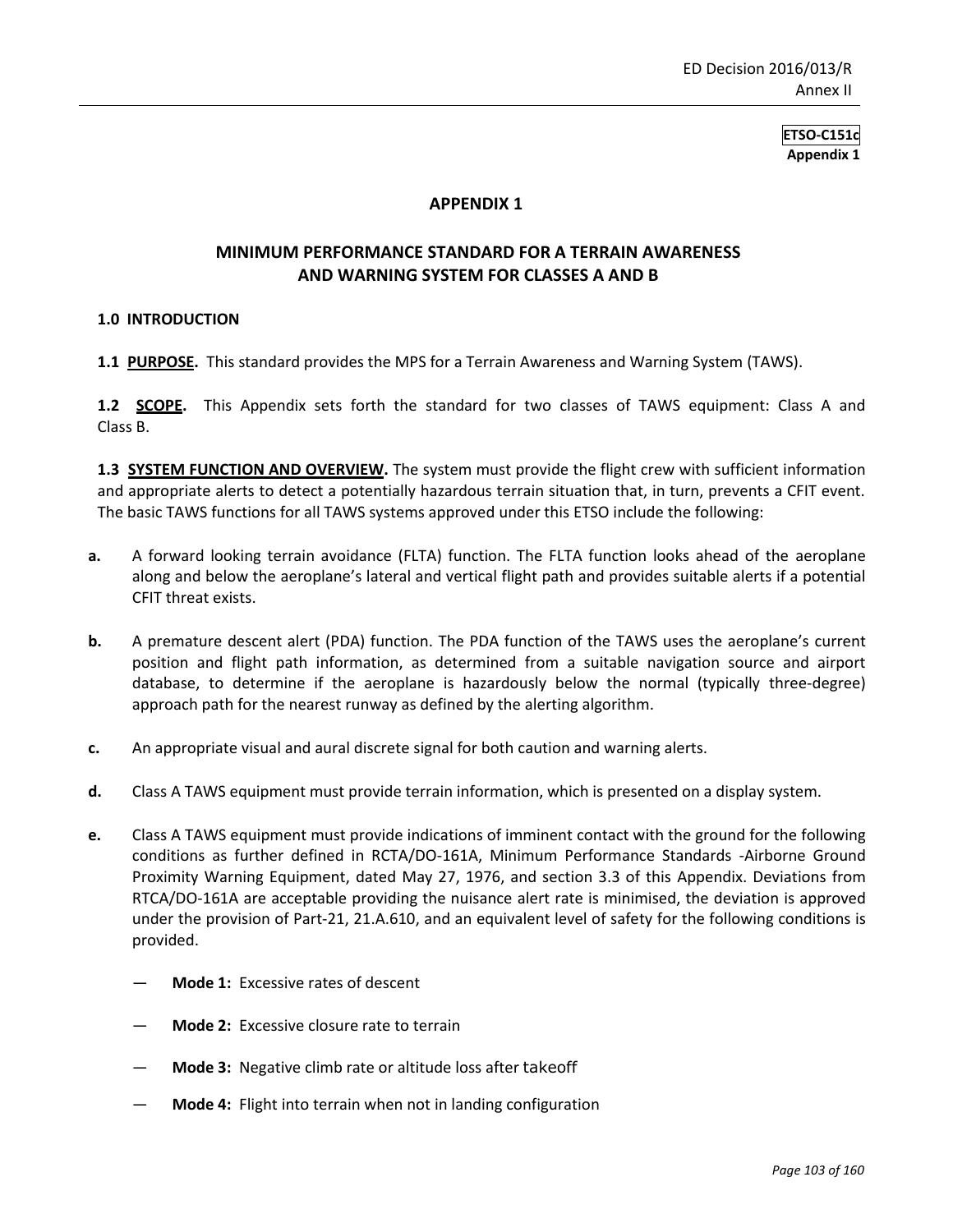**ETSO-C151c**
**Appendix 1**

# APPENDIX 1

## MINIMUM PERFORMANCE STANDARD FOR A TERRAIN AWARENESS AND WARNING SYSTEM FOR CLASSES A AND B

### 1.0 INTRODUCTION

**1.1 PURPOSE.** This standard provides the MPS for a Terrain Awareness and Warning System (TAWS).

**1.2 SCOPE.** This Appendix sets forth the standard for two classes of TAWS equipment: Class A and Class B.

**1.3 SYSTEM FUNCTION AND OVERVIEW.** The system must provide the flight crew with sufficient information and appropriate alerts to detect a potentially hazardous terrain situation that, in turn, prevents a CFIT event. The basic TAWS functions for all TAWS systems approved under this ETSO include the following:

**a.** A forward looking terrain avoidance (FLTA) function. The FLTA function looks ahead of the aeroplane along and below the aeroplane's lateral and vertical flight path and provides suitable alerts if a potential CFIT threat exists.

**b.** A premature descent alert (PDA) function. The PDA function of the TAWS uses the aeroplane's current position and flight path information, as determined from a suitable navigation source and airport database, to determine if the aeroplane is hazardously below the normal (typically three-degree) approach path for the nearest runway as defined by the alerting algorithm.

**c.** An appropriate visual and aural discrete signal for both caution and warning alerts.

**d.** Class A TAWS equipment must provide terrain information, which is presented on a display system.

**e.** Class A TAWS equipment must provide indications of imminent contact with the ground for the following conditions as further defined in RCTA/DO-161A, Minimum Performance Standards -Airborne Ground Proximity Warning Equipment, dated May 27, 1976, and section 3.3 of this Appendix. Deviations from RTCA/DO-161A are acceptable providing the nuisance alert rate is minimised, the deviation is approved under the provision of Part-21, 21.A.610, and an equivalent level of safety for the following conditions is provided.

— **Mode 1:** Excessive rates of descent

— **Mode 2:** Excessive closure rate to terrain

— **Mode 3:** Negative climb rate or altitude loss after takeoff

— **Mode 4:** Flight into terrain when not in landing configuration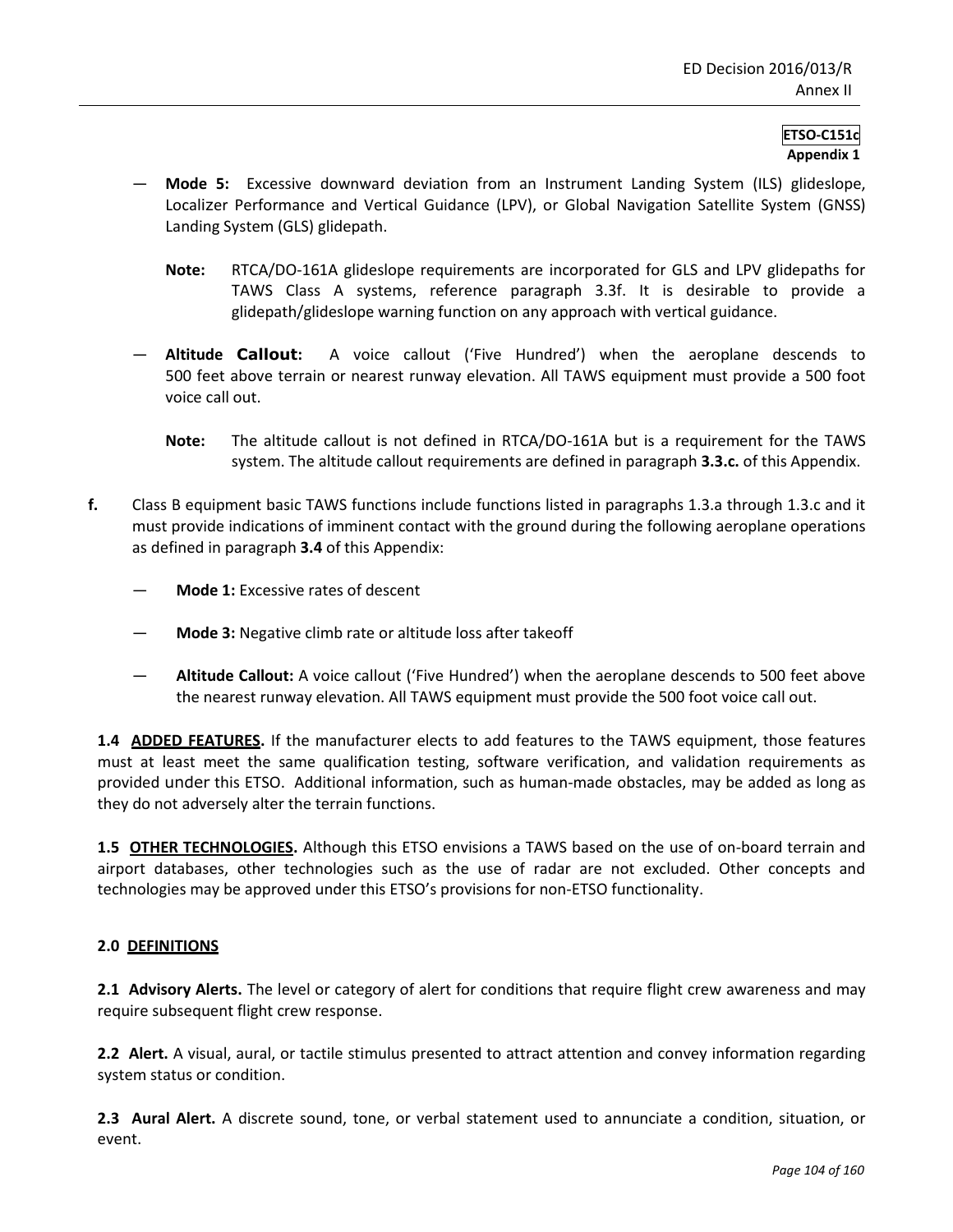— **Mode 5:** Excessive downward deviation from an Instrument Landing System (ILS) glideslope, Localizer Performance and Vertical Guidance (LPV), or Global Navigation Satellite System (GNSS) Landing System (GLS) glidepath.

**Note:** RTCA/DO-161A glideslope requirements are incorporated for GLS and LPV glidepaths for TAWS Class A systems, reference paragraph 3.3f. It is desirable to provide a glidepath/glideslope warning function on any approach with vertical guidance.

— **Altitude Callout:** A voice callout ('Five Hundred') when the aeroplane descends to 500 feet above terrain or nearest runway elevation. All TAWS equipment must provide a 500 foot voice call out.

**Note:** The altitude callout is not defined in RTCA/DO-161A but is a requirement for the TAWS system. The altitude callout requirements are defined in paragraph **3.3.c.** of this Appendix.

**f.** Class B equipment basic TAWS functions include functions listed in paragraphs 1.3.a through 1.3.c and it must provide indications of imminent contact with the ground during the following aeroplane operations as defined in paragraph **3.4** of this Appendix:

— **Mode 1:** Excessive rates of descent

— **Mode 3:** Negative climb rate or altitude loss after takeoff

— **Altitude Callout:** A voice callout ('Five Hundred') when the aeroplane descends to 500 feet above the nearest runway elevation. All TAWS equipment must provide the 500 foot voice call out.

**1.4 ADDED FEATURES.** If the manufacturer elects to add features to the TAWS equipment, those features must at least meet the same qualification testing, software verification, and validation requirements as provided under this ETSO. Additional information, such as human-made obstacles, may be added as long as they do not adversely alter the terrain functions.

**1.5 OTHER TECHNOLOGIES.** Although this ETSO envisions a TAWS based on the use of on-board terrain and airport databases, other technologies such as the use of radar are not excluded. Other concepts and technologies may be approved under this ETSO's provisions for non-ETSO functionality.

## 2.0 DEFINITIONS

**2.1 Advisory Alerts.** The level or category of alert for conditions that require flight crew awareness and may require subsequent flight crew response.

**2.2 Alert.** A visual, aural, or tactile stimulus presented to attract attention and convey information regarding system status or condition.

**2.3 Aural Alert.** A discrete sound, tone, or verbal statement used to annunciate a condition, situation, or event.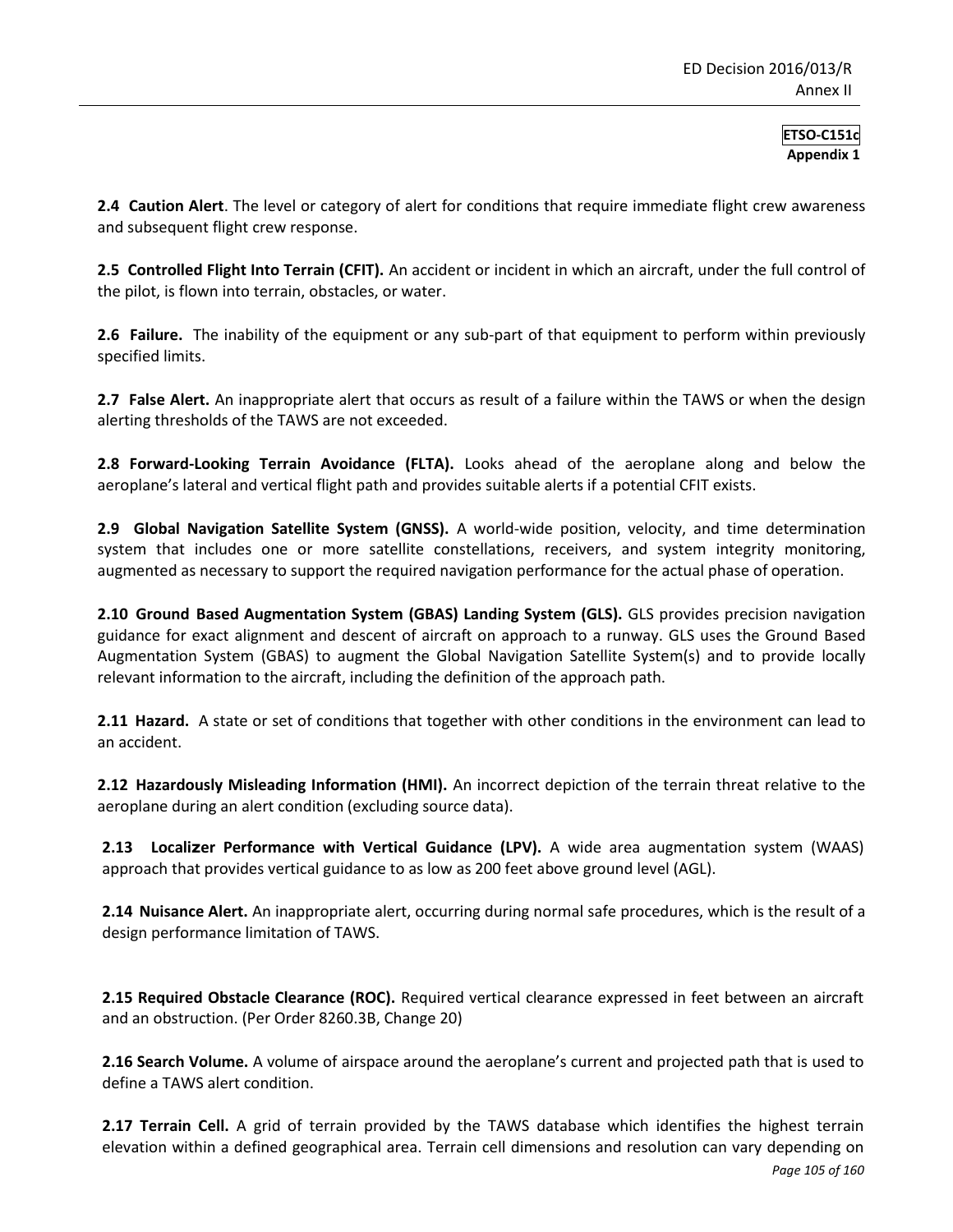**2.4 Caution Alert**. The level or category of alert for conditions that require immediate flight crew awareness and subsequent flight crew response.

**2.5 Controlled Flight Into Terrain (CFIT).** An accident or incident in which an aircraft, under the full control of the pilot, is flown into terrain, obstacles, or water.

**2.6 Failure.** The inability of the equipment or any sub-part of that equipment to perform within previously specified limits.

**2.7 False Alert.** An inappropriate alert that occurs as result of a failure within the TAWS or when the design alerting thresholds of the TAWS are not exceeded.

**2.8 Forward-Looking Terrain Avoidance (FLTA).** Looks ahead of the aeroplane along and below the aeroplane's lateral and vertical flight path and provides suitable alerts if a potential CFIT exists.

**2.9 Global Navigation Satellite System (GNSS).** A world-wide position, velocity, and time determination system that includes one or more satellite constellations, receivers, and system integrity monitoring, augmented as necessary to support the required navigation performance for the actual phase of operation.

**2.10 Ground Based Augmentation System (GBAS) Landing System (GLS).** GLS provides precision navigation guidance for exact alignment and descent of aircraft on approach to a runway. GLS uses the Ground Based Augmentation System (GBAS) to augment the Global Navigation Satellite System(s) and to provide locally relevant information to the aircraft, including the definition of the approach path.

**2.11 Hazard.** A state or set of conditions that together with other conditions in the environment can lead to an accident.

**2.12 Hazardously Misleading Information (HMI).** An incorrect depiction of the terrain threat relative to the aeroplane during an alert condition (excluding source data).

**2.13 Localizer Performance with Vertical Guidance (LPV).** A wide area augmentation system (WAAS) approach that provides vertical guidance to as low as 200 feet above ground level (AGL).

**2.14 Nuisance Alert.** An inappropriate alert, occurring during normal safe procedures, which is the result of a design performance limitation of TAWS.

**2.15 Required Obstacle Clearance (ROC).** Required vertical clearance expressed in feet between an aircraft and an obstruction. (Per Order 8260.3B, Change 20)

**2.16 Search Volume.** A volume of airspace around the aeroplane's current and projected path that is used to define a TAWS alert condition.

**2.17 Terrain Cell.** A grid of terrain provided by the TAWS database which identifies the highest terrain elevation within a defined geographical area. Terrain cell dimensions and resolution can vary depending on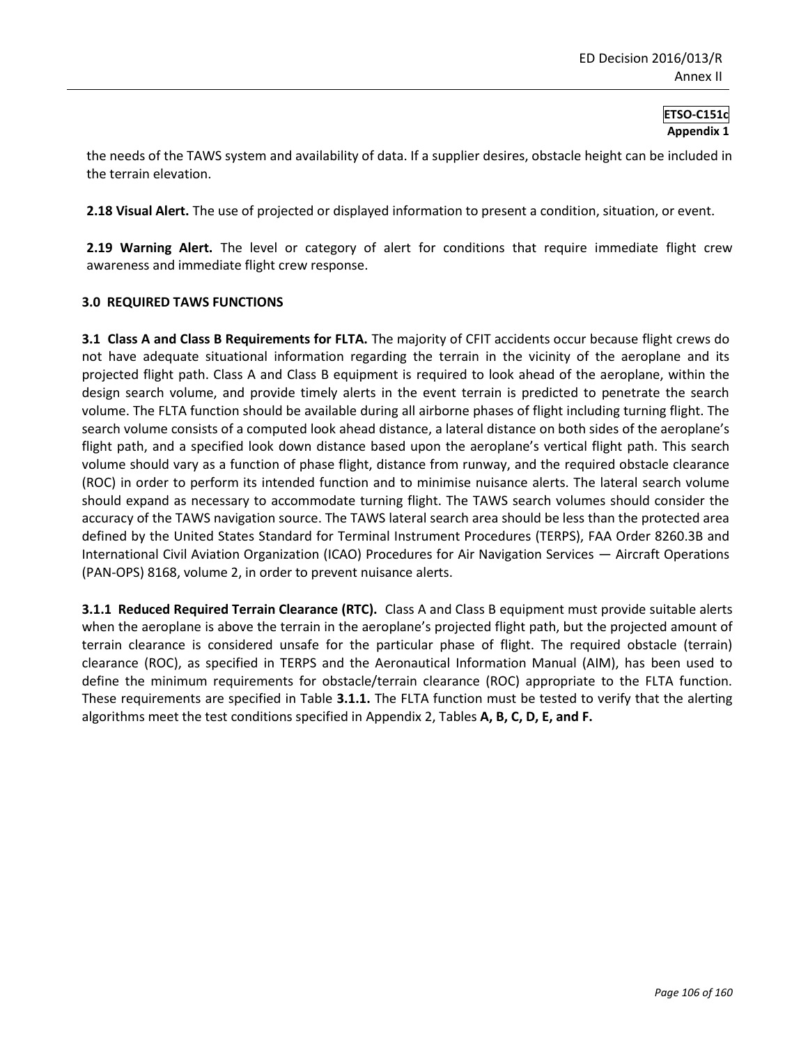the needs of the TAWS system and availability of data. If a supplier desires, obstacle height can be included in the terrain elevation.

**2.18 Visual Alert.** The use of projected or displayed information to present a condition, situation, or event.

**2.19 Warning Alert.** The level or category of alert for conditions that require immediate flight crew awareness and immediate flight crew response.

## 3.0 REQUIRED TAWS FUNCTIONS

**3.1 Class A and Class B Requirements for FLTA.** The majority of CFIT accidents occur because flight crews do not have adequate situational information regarding the terrain in the vicinity of the aeroplane and its projected flight path. Class A and Class B equipment is required to look ahead of the aeroplane, within the design search volume, and provide timely alerts in the event terrain is predicted to penetrate the search volume. The FLTA function should be available during all airborne phases of flight including turning flight. The search volume consists of a computed look ahead distance, a lateral distance on both sides of the aeroplane's flight path, and a specified look down distance based upon the aeroplane's vertical flight path. This search volume should vary as a function of phase flight, distance from runway, and the required obstacle clearance (ROC) in order to perform its intended function and to minimise nuisance alerts. The lateral search volume should expand as necessary to accommodate turning flight. The TAWS search volumes should consider the accuracy of the TAWS navigation source. The TAWS lateral search area should be less than the protected area defined by the United States Standard for Terminal Instrument Procedures (TERPS), FAA Order 8260.3B and International Civil Aviation Organization (ICAO) Procedures for Air Navigation Services — Aircraft Operations (PAN-OPS) 8168, volume 2, in order to prevent nuisance alerts.

**3.1.1 Reduced Required Terrain Clearance (RTC).** Class A and Class B equipment must provide suitable alerts when the aeroplane is above the terrain in the aeroplane's projected flight path, but the projected amount of terrain clearance is considered unsafe for the particular phase of flight. The required obstacle (terrain) clearance (ROC), as specified in TERPS and the Aeronautical Information Manual (AIM), has been used to define the minimum requirements for obstacle/terrain clearance (ROC) appropriate to the FLTA function. These requirements are specified in Table **3.1.1.** The FLTA function must be tested to verify that the alerting algorithms meet the test conditions specified in Appendix 2, Tables **A, B, C, D, E, and F.**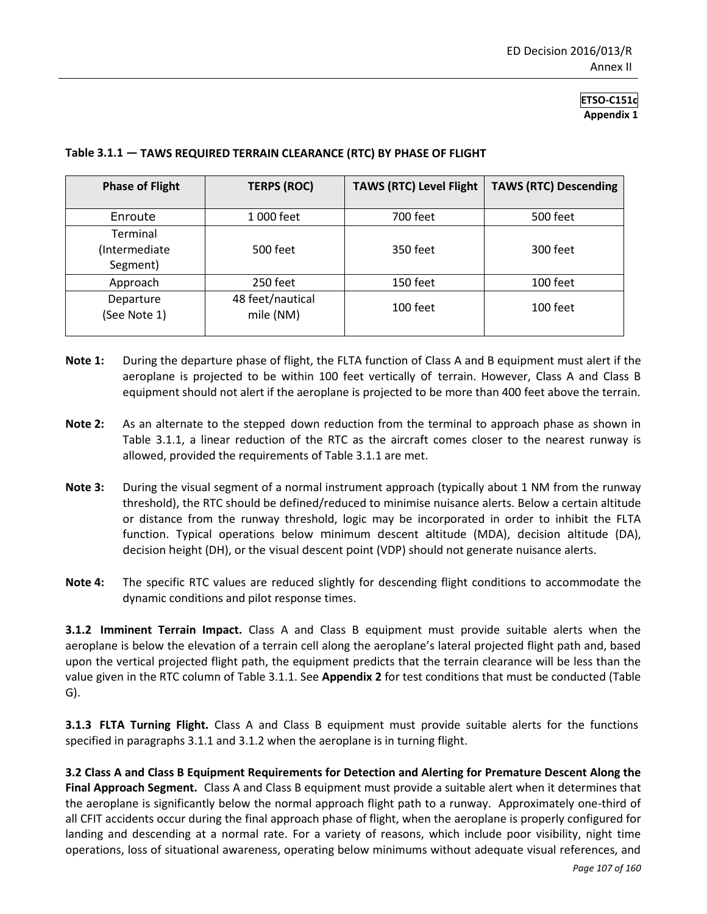**Table 3.1.1 — TAWS REQUIRED TERRAIN CLEARANCE (RTC) BY PHASE OF FLIGHT**

| Phase of Flight | TERPS (ROC) | TAWS (RTC) Level Flight | TAWS (RTC) Descending |
|---|---|---|---|
| Enroute | 1 000 feet | 700 feet | 500 feet |
| Terminal (Intermediate Segment) | 500 feet | 350 feet | 300 feet |
| Approach | 250 feet | 150 feet | 100 feet |
| Departure (See Note 1) | 48 feet/nautical mile (NM) | 100 feet | 100 feet |

**Note 1:** During the departure phase of flight, the FLTA function of Class A and B equipment must alert if the aeroplane is projected to be within 100 feet vertically of terrain. However, Class A and Class B equipment should not alert if the aeroplane is projected to be more than 400 feet above the terrain.

**Note 2:** As an alternate to the stepped down reduction from the terminal to approach phase as shown in Table 3.1.1, a linear reduction of the RTC as the aircraft comes closer to the nearest runway is allowed, provided the requirements of Table 3.1.1 are met.

**Note 3:** During the visual segment of a normal instrument approach (typically about 1 NM from the runway threshold), the RTC should be defined/reduced to minimise nuisance alerts. Below a certain altitude or distance from the runway threshold, logic may be incorporated in order to inhibit the FLTA function. Typical operations below minimum descent altitude (MDA), decision altitude (DA), decision height (DH), or the visual descent point (VDP) should not generate nuisance alerts.

**Note 4:** The specific RTC values are reduced slightly for descending flight conditions to accommodate the dynamic conditions and pilot response times.

**3.1.2 Imminent Terrain Impact.** Class A and Class B equipment must provide suitable alerts when the aeroplane is below the elevation of a terrain cell along the aeroplane's lateral projected flight path and, based upon the vertical projected flight path, the equipment predicts that the terrain clearance will be less than the value given in the RTC column of Table 3.1.1. See **Appendix 2** for test conditions that must be conducted (Table G).

**3.1.3 FLTA Turning Flight.** Class A and Class B equipment must provide suitable alerts for the functions specified in paragraphs 3.1.1 and 3.1.2 when the aeroplane is in turning flight.

**3.2 Class A and Class B Equipment Requirements for Detection and Alerting for Premature Descent Along the Final Approach Segment.** Class A and Class B equipment must provide a suitable alert when it determines that the aeroplane is significantly below the normal approach flight path to a runway. Approximately one-third of all CFIT accidents occur during the final approach phase of flight, when the aeroplane is properly configured for landing and descending at a normal rate. For a variety of reasons, which include poor visibility, night time operations, loss of situational awareness, operating below minimums without adequate visual references, and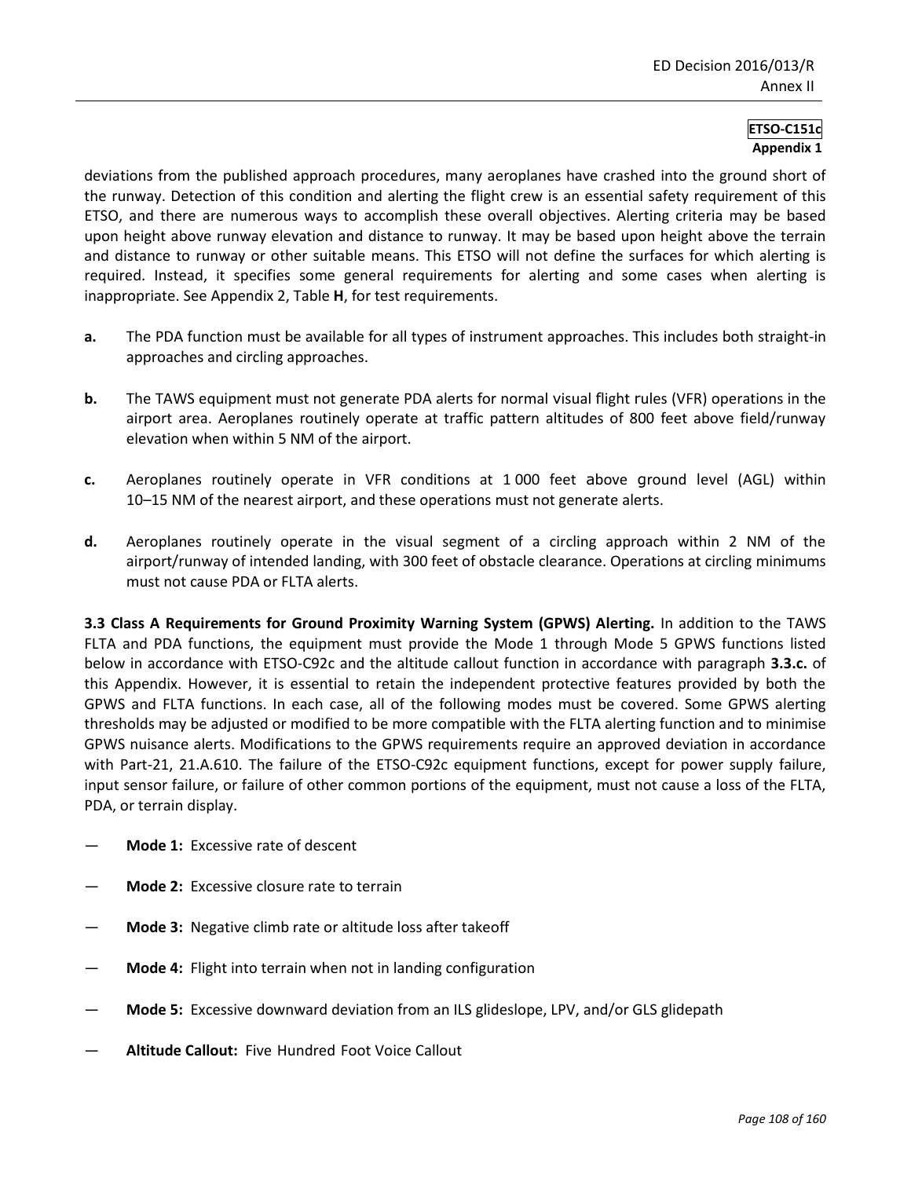deviations from the published approach procedures, many aeroplanes have crashed into the ground short of the runway. Detection of this condition and alerting the flight crew is an essential safety requirement of this ETSO, and there are numerous ways to accomplish these overall objectives. Alerting criteria may be based upon height above runway elevation and distance to runway. It may be based upon height above the terrain and distance to runway or other suitable means. This ETSO will not define the surfaces for which alerting is required. Instead, it specifies some general requirements for alerting and some cases when alerting is inappropriate. See Appendix 2, Table **H**, for test requirements.

**a.** The PDA function must be available for all types of instrument approaches. This includes both straight-in approaches and circling approaches.

**b.** The TAWS equipment must not generate PDA alerts for normal visual flight rules (VFR) operations in the airport area. Aeroplanes routinely operate at traffic pattern altitudes of 800 feet above field/runway elevation when within 5 NM of the airport.

**c.** Aeroplanes routinely operate in VFR conditions at 1 000 feet above ground level (AGL) within 10–15 NM of the nearest airport, and these operations must not generate alerts.

**d.** Aeroplanes routinely operate in the visual segment of a circling approach within 2 NM of the airport/runway of intended landing, with 300 feet of obstacle clearance. Operations at circling minimums must not cause PDA or FLTA alerts.

**3.3 Class A Requirements for Ground Proximity Warning System (GPWS) Alerting.** In addition to the TAWS FLTA and PDA functions, the equipment must provide the Mode 1 through Mode 5 GPWS functions listed below in accordance with ETSO-C92c and the altitude callout function in accordance with paragraph **3.3.c.** of this Appendix. However, it is essential to retain the independent protective features provided by both the GPWS and FLTA functions. In each case, all of the following modes must be covered. Some GPWS alerting thresholds may be adjusted or modified to be more compatible with the FLTA alerting function and to minimise GPWS nuisance alerts. Modifications to the GPWS requirements require an approved deviation in accordance with Part-21, 21.A.610. The failure of the ETSO-C92c equipment functions, except for power supply failure, input sensor failure, or failure of other common portions of the equipment, must not cause a loss of the FLTA, PDA, or terrain display.

- **Mode 1:** Excessive rate of descent
- **Mode 2:** Excessive closure rate to terrain
- **Mode 3:** Negative climb rate or altitude loss after takeoff
- **Mode 4:** Flight into terrain when not in landing configuration
- **Mode 5:** Excessive downward deviation from an ILS glideslope, LPV, and/or GLS glidepath
- **Altitude Callout:** Five Hundred Foot Voice Callout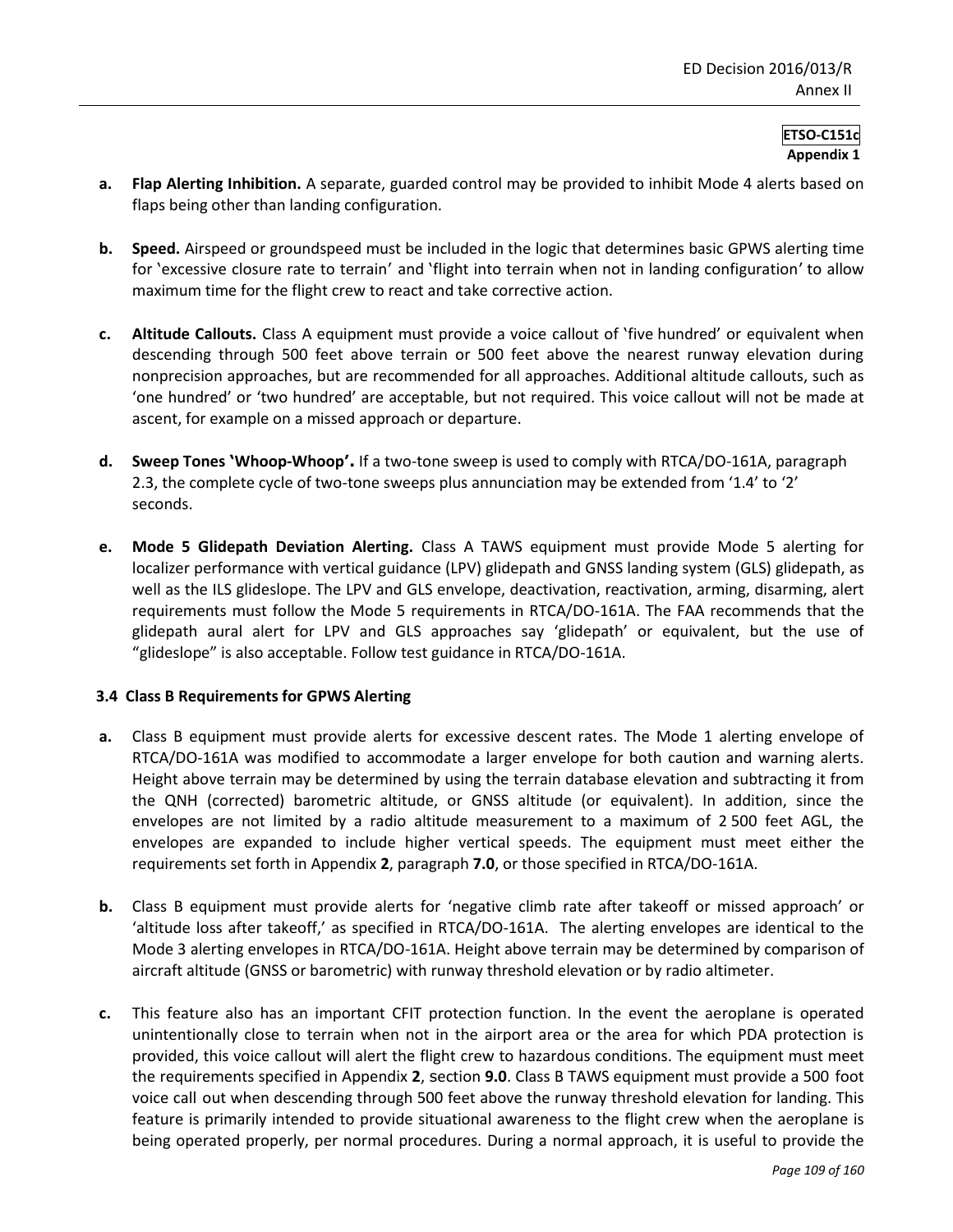- **a.** **Flap Alerting Inhibition.** A separate, guarded control may be provided to inhibit Mode 4 alerts based on flaps being other than landing configuration.

- **b.** **Speed.** Airspeed or groundspeed must be included in the logic that determines basic GPWS alerting time for 'excessive closure rate to terrain' and 'flight into terrain when not in landing configuration' to allow maximum time for the flight crew to react and take corrective action.

- **c.** **Altitude Callouts.** Class A equipment must provide a voice callout of 'five hundred' or equivalent when descending through 500 feet above terrain or 500 feet above the nearest runway elevation during nonprecision approaches, but are recommended for all approaches. Additional altitude callouts, such as 'one hundred' or 'two hundred' are acceptable, but not required. This voice callout will not be made at ascent, for example on a missed approach or departure.

- **d.** **Sweep Tones 'Whoop-Whoop'.** If a two-tone sweep is used to comply with RTCA/DO-161A, paragraph 2.3, the complete cycle of two-tone sweeps plus annunciation may be extended from '1.4' to '2' seconds.

- **e.** **Mode 5 Glidepath Deviation Alerting.** Class A TAWS equipment must provide Mode 5 alerting for localizer performance with vertical guidance (LPV) glidepath and GNSS landing system (GLS) glidepath, as well as the ILS glideslope. The LPV and GLS envelope, deactivation, reactivation, arming, disarming, alert requirements must follow the Mode 5 requirements in RTCA/DO-161A. The FAA recommends that the glidepath aural alert for LPV and GLS approaches say 'glidepath' or equivalent, but the use of "glideslope" is also acceptable. Follow test guidance in RTCA/DO-161A.

### 3.4 Class B Requirements for GPWS Alerting

- **a.** Class B equipment must provide alerts for excessive descent rates. The Mode 1 alerting envelope of RTCA/DO-161A was modified to accommodate a larger envelope for both caution and warning alerts. Height above terrain may be determined by using the terrain database elevation and subtracting it from the QNH (corrected) barometric altitude, or GNSS altitude (or equivalent). In addition, since the envelopes are not limited by a radio altitude measurement to a maximum of 2 500 feet AGL, the envelopes are expanded to include higher vertical speeds. The equipment must meet either the requirements set forth in Appendix **2**, paragraph **7.0**, or those specified in RTCA/DO-161A.

- **b.** Class B equipment must provide alerts for 'negative climb rate after takeoff or missed approach' or 'altitude loss after takeoff,' as specified in RTCA/DO-161A. The alerting envelopes are identical to the Mode 3 alerting envelopes in RTCA/DO-161A. Height above terrain may be determined by comparison of aircraft altitude (GNSS or barometric) with runway threshold elevation or by radio altimeter.

- **c.** This feature also has an important CFIT protection function. In the event the aeroplane is operated unintentionally close to terrain when not in the airport area or the area for which PDA protection is provided, this voice callout will alert the flight crew to hazardous conditions. The equipment must meet the requirements specified in Appendix **2**, section **9.0**. Class B TAWS equipment must provide a 500 foot voice call out when descending through 500 feet above the runway threshold elevation for landing. This feature is primarily intended to provide situational awareness to the flight crew when the aeroplane is being operated properly, per normal procedures. During a normal approach, it is useful to provide the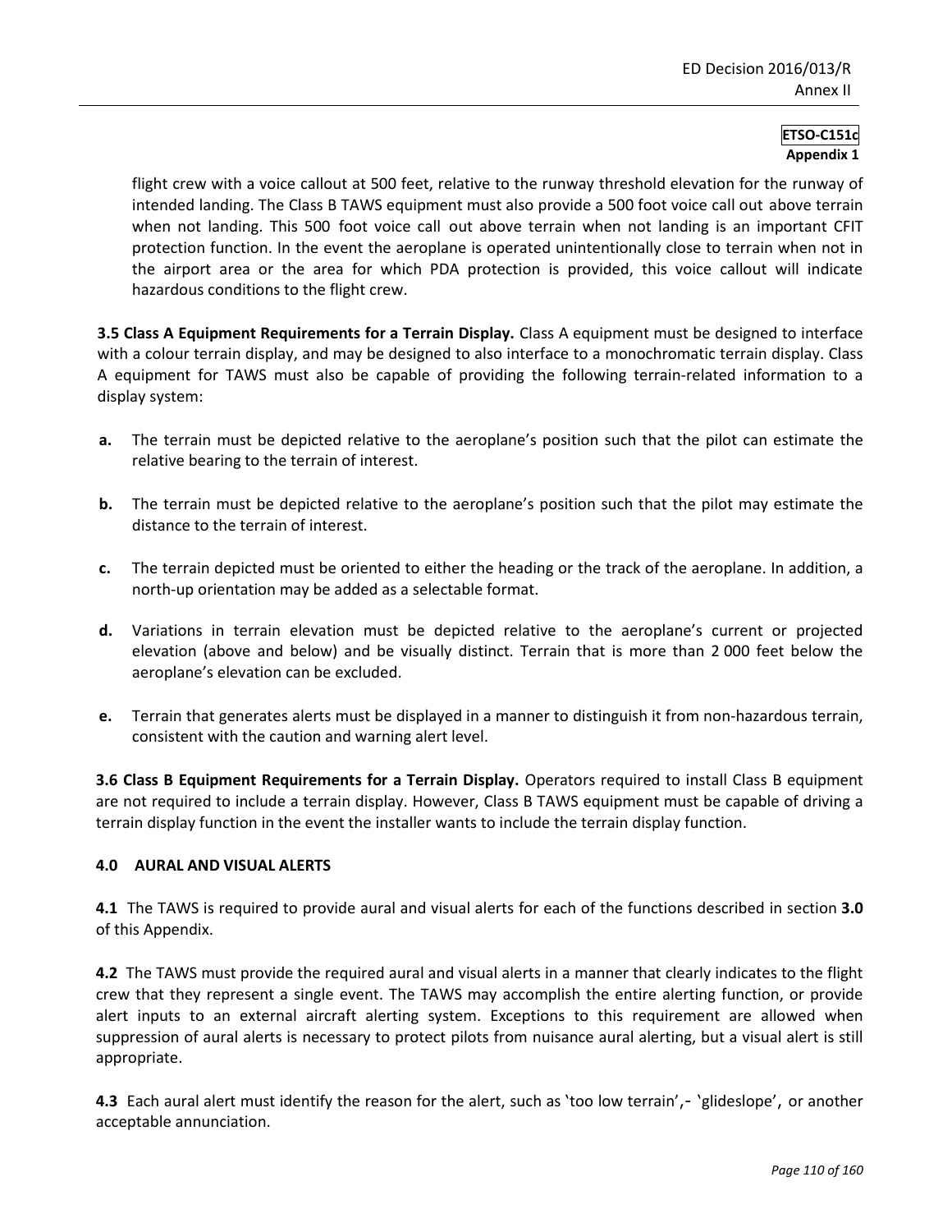flight crew with a voice callout at 500 feet, relative to the runway threshold elevation for the runway of intended landing. The Class B TAWS equipment must also provide a 500 foot voice call out above terrain when not landing. This 500 foot voice call out above terrain when not landing is an important CFIT protection function. In the event the aeroplane is operated unintentionally close to terrain when not in the airport area or the area for which PDA protection is provided, this voice callout will indicate hazardous conditions to the flight crew.

**3.5 Class A Equipment Requirements for a Terrain Display.** Class A equipment must be designed to interface with a colour terrain display, and may be designed to also interface to a monochromatic terrain display. Class A equipment for TAWS must also be capable of providing the following terrain-related information to a display system:

**a.** The terrain must be depicted relative to the aeroplane's position such that the pilot can estimate the relative bearing to the terrain of interest.

**b.** The terrain must be depicted relative to the aeroplane's position such that the pilot may estimate the distance to the terrain of interest.

**c.** The terrain depicted must be oriented to either the heading or the track of the aeroplane. In addition, a north-up orientation may be added as a selectable format.

**d.** Variations in terrain elevation must be depicted relative to the aeroplane's current or projected elevation (above and below) and be visually distinct. Terrain that is more than 2 000 feet below the aeroplane's elevation can be excluded.

**e.** Terrain that generates alerts must be displayed in a manner to distinguish it from non-hazardous terrain, consistent with the caution and warning alert level.

**3.6 Class B Equipment Requirements for a Terrain Display.** Operators required to install Class B equipment are not required to include a terrain display. However, Class B TAWS equipment must be capable of driving a terrain display function in the event the installer wants to include the terrain display function.

**4.0 AURAL AND VISUAL ALERTS**

**4.1** The TAWS is required to provide aural and visual alerts for each of the functions described in section **3.0** of this Appendix.

**4.2** The TAWS must provide the required aural and visual alerts in a manner that clearly indicates to the flight crew that they represent a single event. The TAWS may accomplish the entire alerting function, or provide alert inputs to an external aircraft alerting system. Exceptions to this requirement are allowed when suppression of aural alerts is necessary to protect pilots from nuisance aural alerting, but a visual alert is still appropriate.

**4.3** Each aural alert must identify the reason for the alert, such as 'too low terrain',- 'glideslope', or another acceptable annunciation.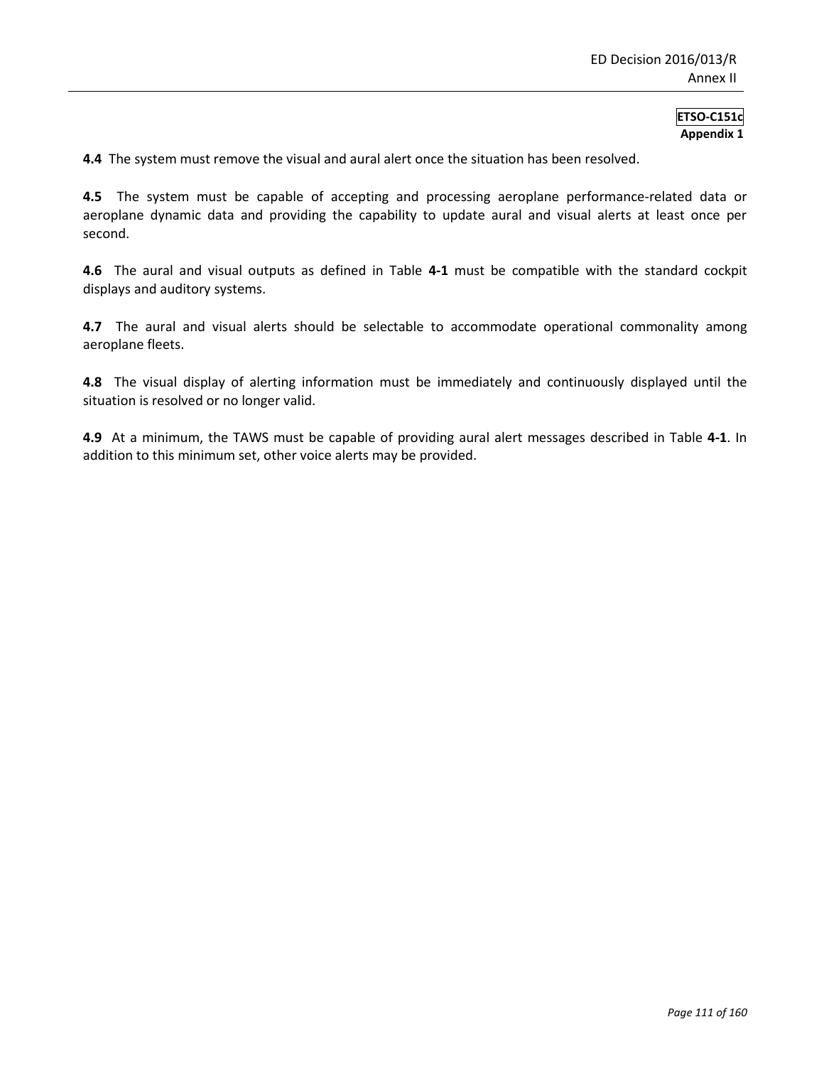**4.4** The system must remove the visual and aural alert once the situation has been resolved.

**4.5** The system must be capable of accepting and processing aeroplane performance-related data or aeroplane dynamic data and providing the capability to update aural and visual alerts at least once per second.

**4.6** The aural and visual outputs as defined in Table **4-1** must be compatible with the standard cockpit displays and auditory systems.

**4.7** The aural and visual alerts should be selectable to accommodate operational commonality among aeroplane fleets.

**4.8** The visual display of alerting information must be immediately and continuously displayed until the situation is resolved or no longer valid.

**4.9** At a minimum, the TAWS must be capable of providing aural alert messages described in Table **4-1**. In addition to this minimum set, other voice alerts may be provided.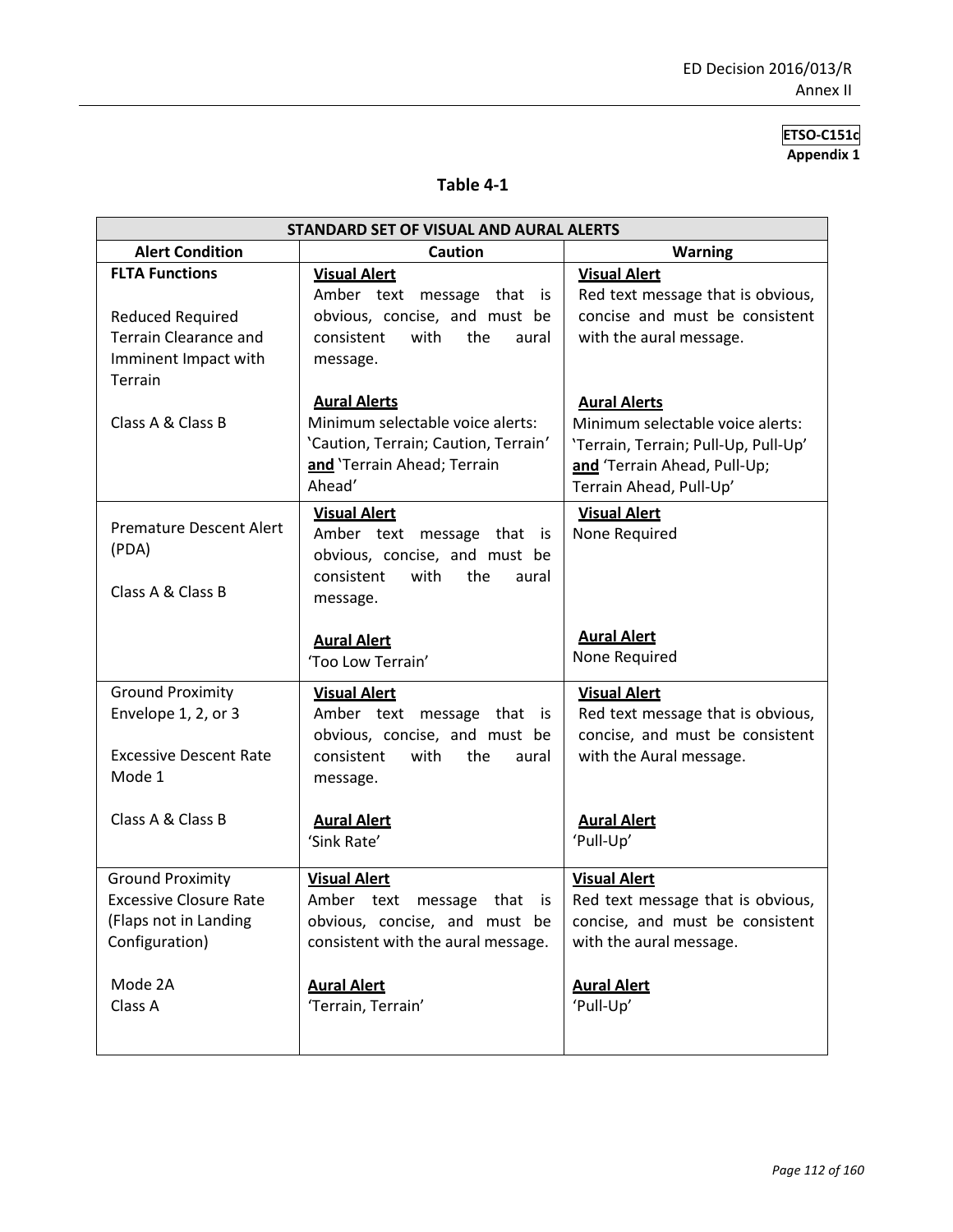**ETSO-C151c**
**Appendix 1**

**Table 4-1**

| STANDARD SET OF VISUAL AND AURAL ALERTS | | |
|---|---|---|
| **Alert Condition** | **Caution** | **Warning** |
| **FLTA Functions**<br><br>Reduced Required Terrain Clearance and Imminent Impact with Terrain<br><br>Class A & Class B | **Visual Alert**<br>Amber text message that is obvious, concise, and must be consistent with the aural message.<br><br>**Aural Alerts**<br>Minimum selectable voice alerts: 'Caution, Terrain; Caution, Terrain' **and** 'Terrain Ahead; Terrain Ahead' | **Visual Alert**<br>Red text message that is obvious, concise and must be consistent with the aural message.<br><br>**Aural Alerts**<br>Minimum selectable voice alerts: 'Terrain, Terrain; Pull-Up, Pull-Up' **and** 'Terrain Ahead, Pull-Up; Terrain Ahead, Pull-Up' |
| Premature Descent Alert (PDA)<br><br>Class A & Class B | **Visual Alert**<br>Amber text message that is obvious, concise, and must be consistent with the aural message.<br><br>**Aural Alert**<br>'Too Low Terrain' | **Visual Alert**<br>None Required<br><br>**Aural Alert**<br>None Required |
| Ground Proximity Envelope 1, 2, or 3<br><br>Excessive Descent Rate Mode 1<br><br>Class A & Class B | **Visual Alert**<br>Amber text message that is obvious, concise, and must be consistent with the aural message.<br><br>**Aural Alert**<br>'Sink Rate' | **Visual Alert**<br>Red text message that is obvious, concise, and must be consistent with the Aural message.<br><br>**Aural Alert**<br>'Pull-Up' |
| Ground Proximity Excessive Closure Rate (Flaps not in Landing Configuration)<br><br>Mode 2A<br>Class A | **Visual Alert**<br>Amber text message that is obvious, concise, and must be consistent with the aural message.<br><br>**Aural Alert**<br>'Terrain, Terrain' | **Visual Alert**<br>Red text message that is obvious, concise, and must be consistent with the aural message.<br><br>**Aural Alert**<br>'Pull-Up' |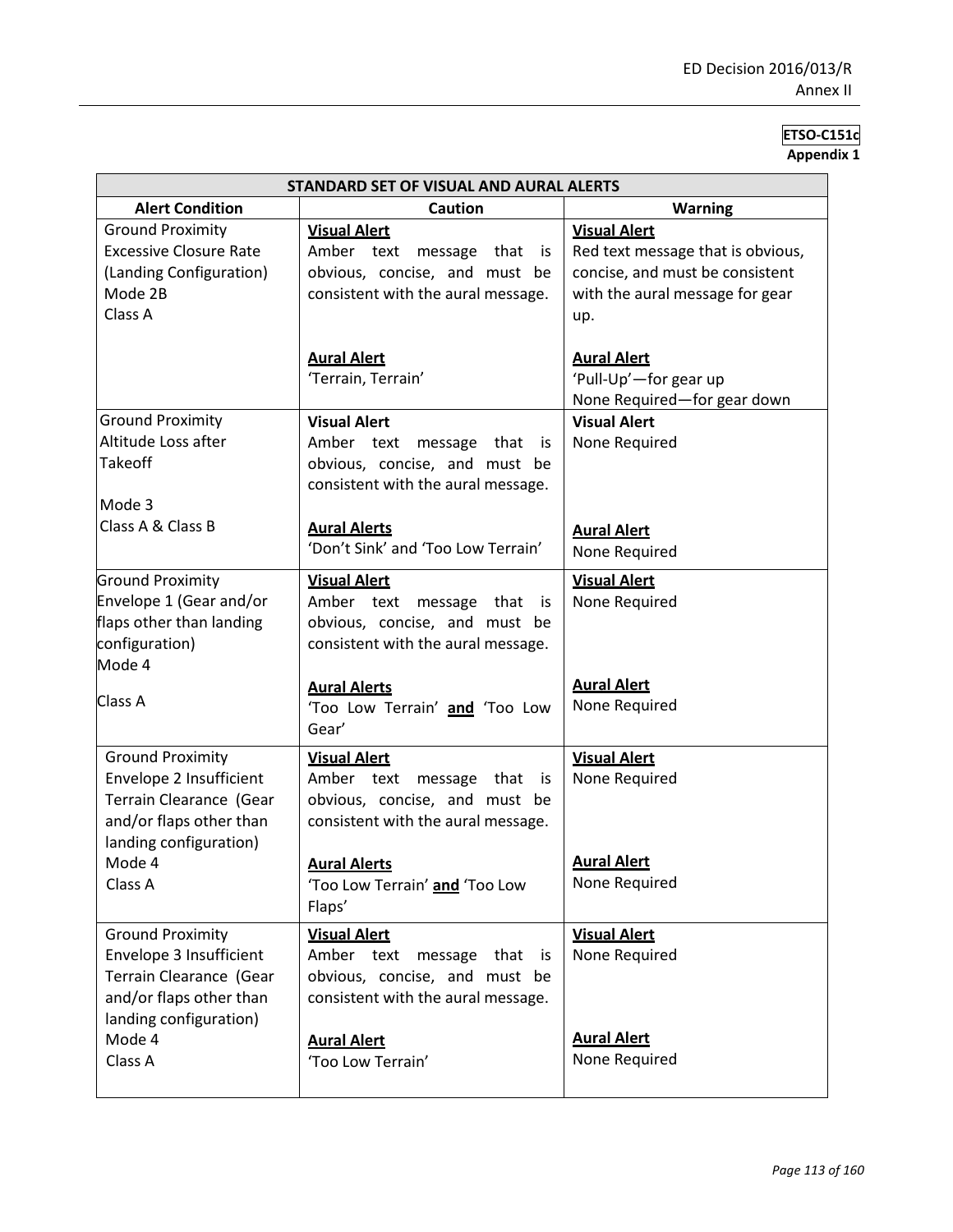**ETSO-C151c**
**Appendix 1**

| STANDARD SET OF VISUAL AND AURAL ALERTS | | |
|---|---|---|
| **Alert Condition** | **Caution** | **Warning** |
| Ground Proximity<br>Excessive Closure Rate (Landing Configuration)<br>Mode 2B<br>Class A | **Visual Alert**<br>Amber text message that is obvious, concise, and must be consistent with the aural message.<br><br>**Aural Alert**<br>'Terrain, Terrain' | **Visual Alert**<br>Red text message that is obvious, concise, and must be consistent with the aural message for gear up.<br><br>**Aural Alert**<br>'Pull-Up'—for gear up<br>None Required—for gear down |
| Ground Proximity<br>Altitude Loss after Takeoff<br><br>Mode 3<br>Class A & Class B | **Visual Alert**<br>Amber text message that is obvious, concise, and must be consistent with the aural message.<br><br>**Aural Alerts**<br>'Don't Sink' and 'Too Low Terrain' | **Visual Alert**<br>None Required<br><br>**Aural Alert**<br>None Required |
| Ground Proximity<br>Envelope 1 (Gear and/or flaps other than landing configuration)<br>Mode 4<br>Class A | **Visual Alert**<br>Amber text message that is obvious, concise, and must be consistent with the aural message.<br><br>**Aural Alerts**<br>'Too Low Terrain' **and** 'Too Low Gear' | **Visual Alert**<br>None Required<br><br>**Aural Alert**<br>None Required |
| Ground Proximity<br>Envelope 2 Insufficient Terrain Clearance (Gear and/or flaps other than landing configuration)<br>Mode 4<br>Class A | **Visual Alert**<br>Amber text message that is obvious, concise, and must be consistent with the aural message.<br><br>**Aural Alerts**<br>'Too Low Terrain' **and** 'Too Low Flaps' | **Visual Alert**<br>None Required<br><br>**Aural Alert**<br>None Required |
| Ground Proximity<br>Envelope 3 Insufficient Terrain Clearance (Gear and/or flaps other than landing configuration)<br>Mode 4<br>Class A | **Visual Alert**<br>Amber text message that is obvious, concise, and must be consistent with the aural message.<br><br>**Aural Alert**<br>'Too Low Terrain' | **Visual Alert**<br>None Required<br><br>**Aural Alert**<br>None Required |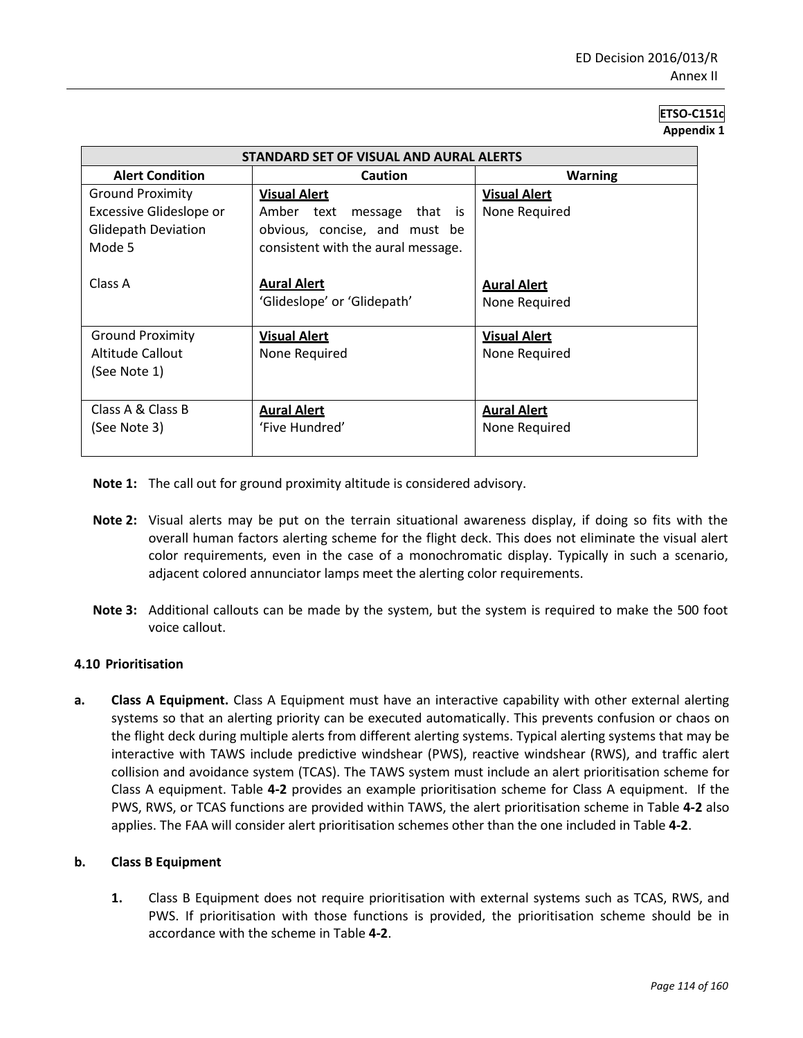ETSO-C151c
**Appendix 1**

| STANDARD SET OF VISUAL AND AURAL ALERTS | | |
|---|---|---|
| **Alert Condition** | **Caution** | **Warning** |
| Ground Proximity Excessive Glideslope or Glidepath Deviation Mode 5 | **Visual Alert** Amber text message that is obvious, concise, and must be consistent with the aural message. | **Visual Alert** None Required |
| Class A | **Aural Alert** 'Glideslope' or 'Glidepath' | **Aural Alert** None Required |
| Ground Proximity Altitude Callout (See Note 1) | **Visual Alert** None Required | **Visual Alert** None Required |
| Class A & Class B (See Note 3) | **Aural Alert** 'Five Hundred' | **Aural Alert** None Required |

**Note 1:** The call out for ground proximity altitude is considered advisory.

**Note 2:** Visual alerts may be put on the terrain situational awareness display, if doing so fits with the overall human factors alerting scheme for the flight deck. This does not eliminate the visual alert color requirements, even in the case of a monochromatic display. Typically in such a scenario, adjacent colored annunciator lamps meet the alerting color requirements.

**Note 3:** Additional callouts can be made by the system, but the system is required to make the 500 foot voice callout.

### 4.10 Prioritisation

**a. Class A Equipment.** Class A Equipment must have an interactive capability with other external alerting systems so that an alerting priority can be executed automatically. This prevents confusion or chaos on the flight deck during multiple alerts from different alerting systems. Typical alerting systems that may be interactive with TAWS include predictive windshear (PWS), reactive windshear (RWS), and traffic alert collision and avoidance system (TCAS). The TAWS system must include an alert prioritisation scheme for Class A equipment. Table **4-2** provides an example prioritisation scheme for Class A equipment. If the PWS, RWS, or TCAS functions are provided within TAWS, the alert prioritisation scheme in Table **4-2** also applies. The FAA will consider alert prioritisation schemes other than the one included in Table **4-2**.

**b. Class B Equipment**

**1.** Class B Equipment does not require prioritisation with external systems such as TCAS, RWS, and PWS. If prioritisation with those functions is provided, the prioritisation scheme should be in accordance with the scheme in Table **4-2**.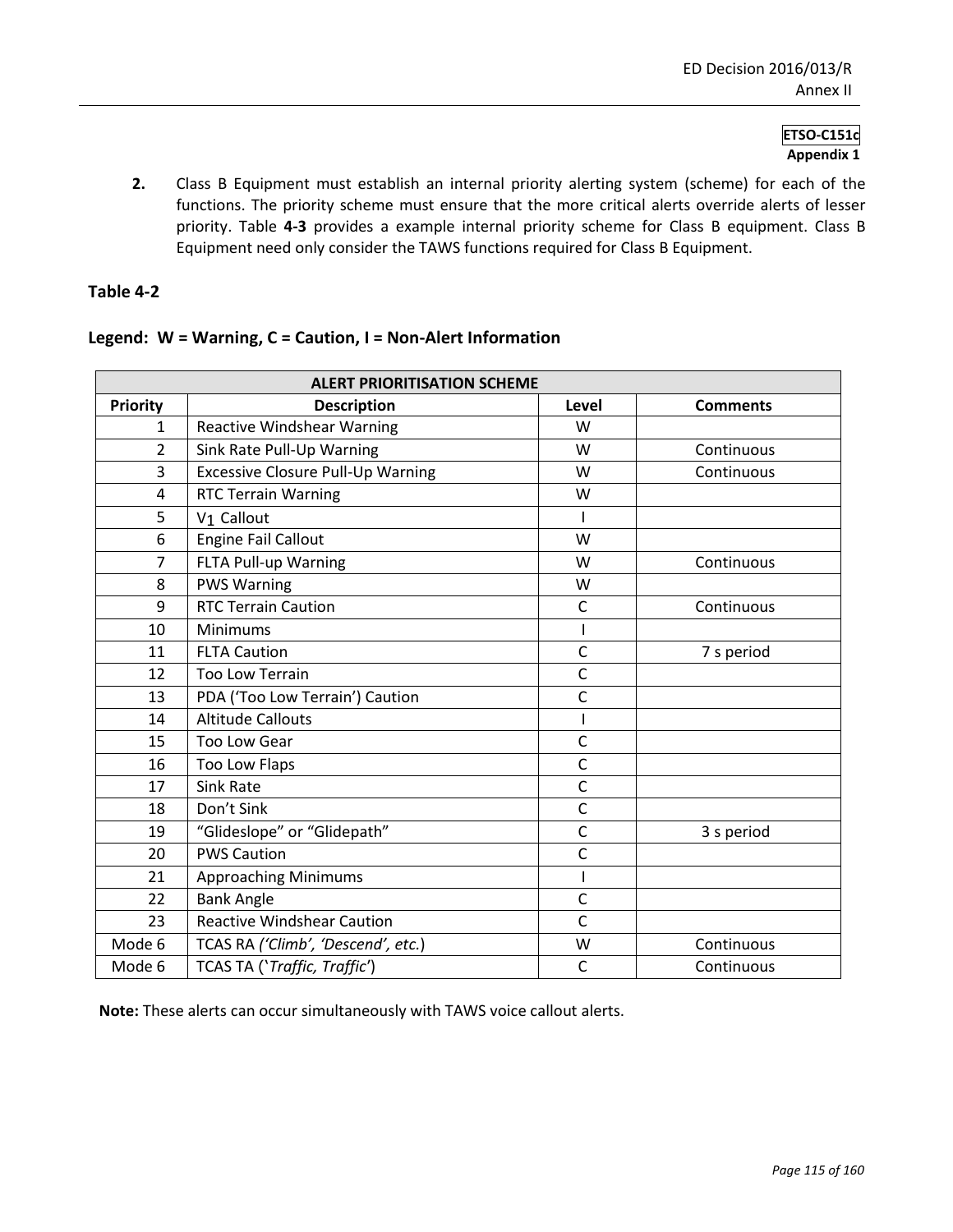**2.** Class B Equipment must establish an internal priority alerting system (scheme) for each of the functions. The priority scheme must ensure that the more critical alerts override alerts of lesser priority. Table **4-3** provides a example internal priority scheme for Class B equipment. Class B Equipment need only consider the TAWS functions required for Class B Equipment.

**Table 4-2**

**Legend: W = Warning, C = Caution, I = Non-Alert Information**

| ALERT PRIORITISATION SCHEME | | | |
|---|---|---|---|
| **Priority** | **Description** | **Level** | **Comments** |
| 1 | Reactive Windshear Warning | W | |
| 2 | Sink Rate Pull-Up Warning | W | Continuous |
| 3 | Excessive Closure Pull-Up Warning | W | Continuous |
| 4 | RTC Terrain Warning | W | |
| 5 | $V_1$ Callout | I | |
| 6 | Engine Fail Callout | W | |
| 7 | FLTA Pull-up Warning | W | Continuous |
| 8 | PWS Warning | W | |
| 9 | RTC Terrain Caution | C | Continuous |
| 10 | Minimums | I | |
| 11 | FLTA Caution | C | 7 s period |
| 12 | Too Low Terrain | C | |
| 13 | PDA ('Too Low Terrain') Caution | C | |
| 14 | Altitude Callouts | I | |
| 15 | Too Low Gear | C | |
| 16 | Too Low Flaps | C | |
| 17 | Sink Rate | C | |
| 18 | Don't Sink | C | |
| 19 | "Glideslope" or "Glidepath" | C | 3 s period |
| 20 | PWS Caution | C | |
| 21 | Approaching Minimums | I | |
| 22 | Bank Angle | C | |
| 23 | Reactive Windshear Caution | C | |
| Mode 6 | TCAS RA *('Climb', 'Descend', etc.*) | W | Continuous |
| Mode 6 | TCAS TA ('*Traffic, Traffic*') | C | Continuous |

**Note:** These alerts can occur simultaneously with TAWS voice callout alerts.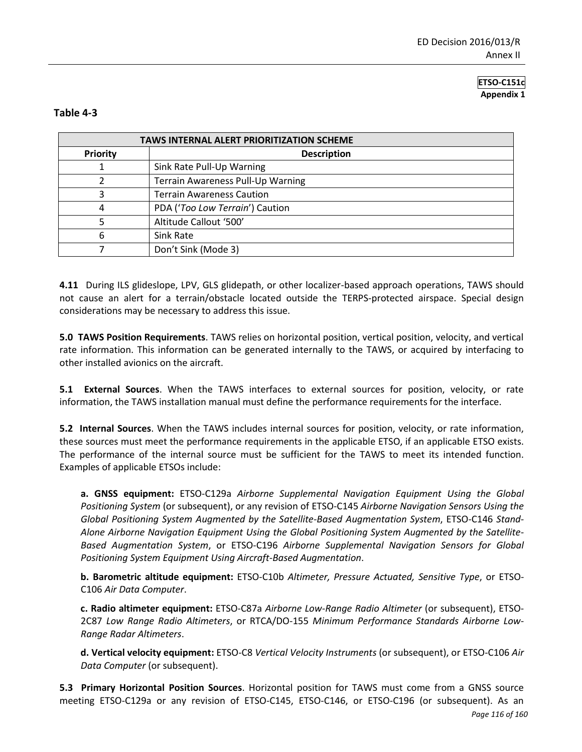**ETSO-C151c**
**Appendix 1**

**Table 4-3**

| TAWS INTERNAL ALERT PRIORITIZATION SCHEME | |
|---|---|
| **Priority** | **Description** |
| 1 | Sink Rate Pull-Up Warning |
| 2 | Terrain Awareness Pull-Up Warning |
| 3 | Terrain Awareness Caution |
| 4 | PDA (‘*Too Low Terrain*’) Caution |
| 5 | Altitude Callout ‘500’ |
| 6 | Sink Rate |
| 7 | Don’t Sink (Mode 3) |

**4.11** During ILS glideslope, LPV, GLS glidepath, or other localizer-based approach operations, TAWS should not cause an alert for a terrain/obstacle located outside the TERPS-protected airspace. Special design considerations may be necessary to address this issue.

**5.0 TAWS Position Requirements**. TAWS relies on horizontal position, vertical position, velocity, and vertical rate information. This information can be generated internally to the TAWS, or acquired by interfacing to other installed avionics on the aircraft.

**5.1 External Sources**. When the TAWS interfaces to external sources for position, velocity, or rate information, the TAWS installation manual must define the performance requirements for the interface.

**5.2 Internal Sources**. When the TAWS includes internal sources for position, velocity, or rate information, these sources must meet the performance requirements in the applicable ETSO, if an applicable ETSO exists. The performance of the internal source must be sufficient for the TAWS to meet its intended function. Examples of applicable ETSOs include:

**a. GNSS equipment:** ETSO-C129a *Airborne Supplemental Navigation Equipment Using the Global Positioning System* (or subsequent), or any revision of ETSO-C145 *Airborne Navigation Sensors Using the Global Positioning System Augmented by the Satellite-Based Augmentation System*, ETSO-C146 *Stand-Alone Airborne Navigation Equipment Using the Global Positioning System Augmented by the Satellite-Based Augmentation System*, or ETSO-C196 *Airborne Supplemental Navigation Sensors for Global Positioning System Equipment Using Aircraft-Based Augmentation*.

**b. Barometric altitude equipment:** ETSO-C10b *Altimeter, Pressure Actuated, Sensitive Type*, or ETSO-C106 *Air Data Computer*.

**c. Radio altimeter equipment:** ETSO-C87a *Airborne Low-Range Radio Altimeter* (or subsequent), ETSO-2C87 *Low Range Radio Altimeters*, or RTCA/DO-155 *Minimum Performance Standards Airborne Low-Range Radar Altimeters*.

**d. Vertical velocity equipment:** ETSO-C8 *Vertical Velocity Instruments* (or subsequent), or ETSO-C106 *Air Data Computer* (or subsequent).

**5.3 Primary Horizontal Position Sources**. Horizontal position for TAWS must come from a GNSS source meeting ETSO-C129a or any revision of ETSO-C145, ETSO-C146, or ETSO-C196 (or subsequent). As an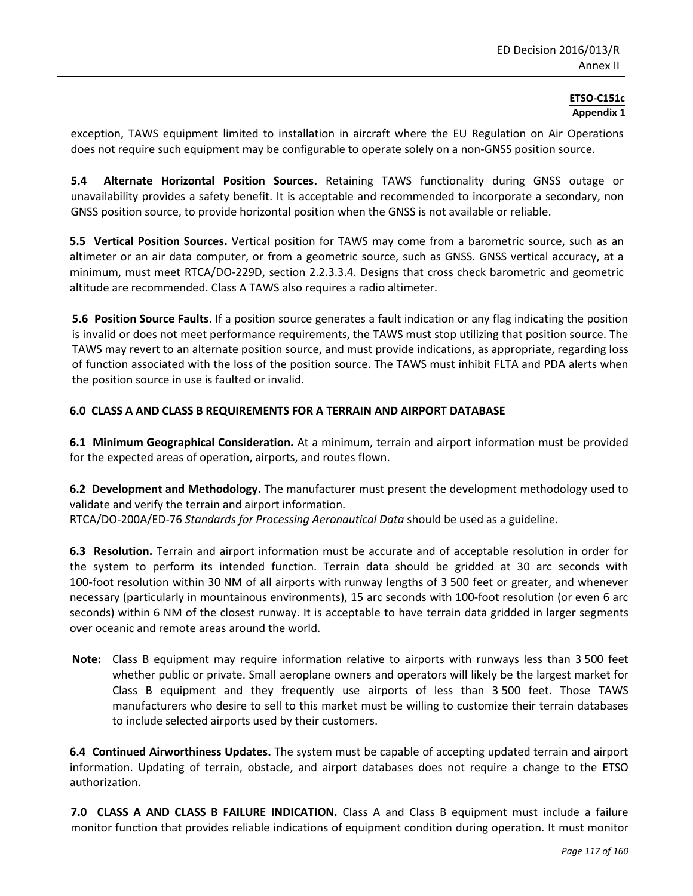exception, TAWS equipment limited to installation in aircraft where the EU Regulation on Air Operations does not require such equipment may be configurable to operate solely on a non-GNSS position source.

**5.4 Alternate Horizontal Position Sources.** Retaining TAWS functionality during GNSS outage or unavailability provides a safety benefit. It is acceptable and recommended to incorporate a secondary, non GNSS position source, to provide horizontal position when the GNSS is not available or reliable.

**5.5 Vertical Position Sources.** Vertical position for TAWS may come from a barometric source, such as an altimeter or an air data computer, or from a geometric source, such as GNSS. GNSS vertical accuracy, at a minimum, must meet RTCA/DO-229D, section 2.2.3.3.4. Designs that cross check barometric and geometric altitude are recommended. Class A TAWS also requires a radio altimeter.

**5.6 Position Source Faults**. If a position source generates a fault indication or any flag indicating the position is invalid or does not meet performance requirements, the TAWS must stop utilizing that position source. The TAWS may revert to an alternate position source, and must provide indications, as appropriate, regarding loss of function associated with the loss of the position source. The TAWS must inhibit FLTA and PDA alerts when the position source in use is faulted or invalid.

## 6.0 CLASS A AND CLASS B REQUIREMENTS FOR A TERRAIN AND AIRPORT DATABASE

**6.1 Minimum Geographical Consideration.** At a minimum, terrain and airport information must be provided for the expected areas of operation, airports, and routes flown.

**6.2 Development and Methodology.** The manufacturer must present the development methodology used to validate and verify the terrain and airport information.
RTCA/DO-200A/ED-76 *Standards for Processing Aeronautical Data* should be used as a guideline.

**6.3 Resolution.** Terrain and airport information must be accurate and of acceptable resolution in order for the system to perform its intended function. Terrain data should be gridded at 30 arc seconds with 100-foot resolution within 30 NM of all airports with runway lengths of 3 500 feet or greater, and whenever necessary (particularly in mountainous environments), 15 arc seconds with 100-foot resolution (or even 6 arc seconds) within 6 NM of the closest runway. It is acceptable to have terrain data gridded in larger segments over oceanic and remote areas around the world.

**Note:** Class B equipment may require information relative to airports with runways less than 3 500 feet whether public or private. Small aeroplane owners and operators will likely be the largest market for Class B equipment and they frequently use airports of less than 3 500 feet. Those TAWS manufacturers who desire to sell to this market must be willing to customize their terrain databases to include selected airports used by their customers.

**6.4 Continued Airworthiness Updates.** The system must be capable of accepting updated terrain and airport information. Updating of terrain, obstacle, and airport databases does not require a change to the ETSO authorization.

**7.0 CLASS A AND CLASS B FAILURE INDICATION.** Class A and Class B equipment must include a failure monitor function that provides reliable indications of equipment condition during operation. It must monitor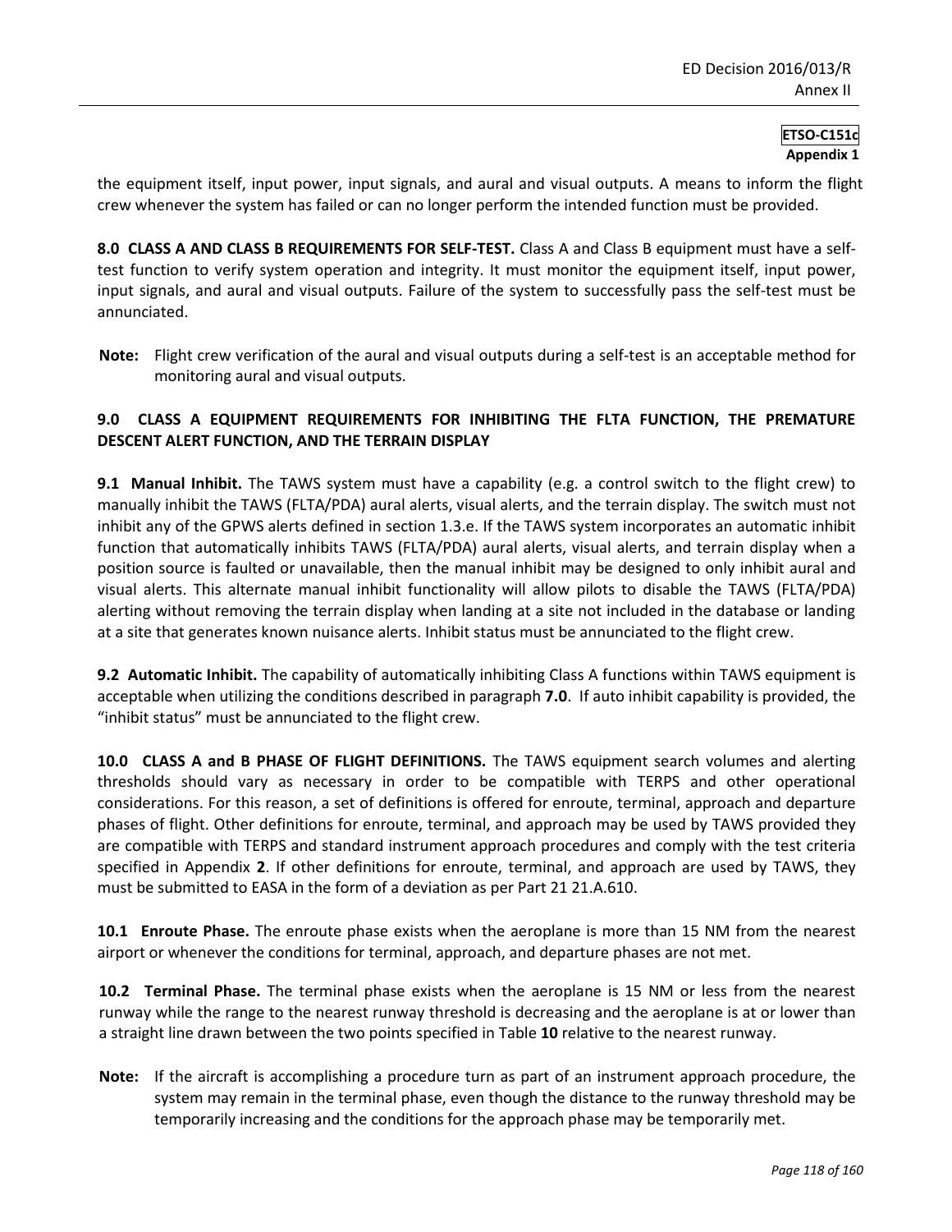the equipment itself, input power, input signals, and aural and visual outputs. A means to inform the flight crew whenever the system has failed or can no longer perform the intended function must be provided.

**8.0 CLASS A AND CLASS B REQUIREMENTS FOR SELF-TEST.** Class A and Class B equipment must have a self-test function to verify system operation and integrity. It must monitor the equipment itself, input power, input signals, and aural and visual outputs. Failure of the system to successfully pass the self-test must be annunciated.

**Note:** Flight crew verification of the aural and visual outputs during a self-test is an acceptable method for monitoring aural and visual outputs.

**9.0 CLASS A EQUIPMENT REQUIREMENTS FOR INHIBITING THE FLTA FUNCTION, THE PREMATURE DESCENT ALERT FUNCTION, AND THE TERRAIN DISPLAY**

**9.1 Manual Inhibit.** The TAWS system must have a capability (e.g. a control switch to the flight crew) to manually inhibit the TAWS (FLTA/PDA) aural alerts, visual alerts, and the terrain display. The switch must not inhibit any of the GPWS alerts defined in section 1.3.e. If the TAWS system incorporates an automatic inhibit function that automatically inhibits TAWS (FLTA/PDA) aural alerts, visual alerts, and terrain display when a position source is faulted or unavailable, then the manual inhibit may be designed to only inhibit aural and visual alerts. This alternate manual inhibit functionality will allow pilots to disable the TAWS (FLTA/PDA) alerting without removing the terrain display when landing at a site not included in the database or landing at a site that generates known nuisance alerts. Inhibit status must be annunciated to the flight crew.

**9.2 Automatic Inhibit.** The capability of automatically inhibiting Class A functions within TAWS equipment is acceptable when utilizing the conditions described in paragraph **7.0**. If auto inhibit capability is provided, the "inhibit status" must be annunciated to the flight crew.

**10.0 CLASS A and B PHASE OF FLIGHT DEFINITIONS.** The TAWS equipment search volumes and alerting thresholds should vary as necessary in order to be compatible with TERPS and other operational considerations. For this reason, a set of definitions is offered for enroute, terminal, approach and departure phases of flight. Other definitions for enroute, terminal, and approach may be used by TAWS provided they are compatible with TERPS and standard instrument approach procedures and comply with the test criteria specified in Appendix **2**. If other definitions for enroute, terminal, and approach are used by TAWS, they must be submitted to EASA in the form of a deviation as per Part 21 21.A.610.

**10.1 Enroute Phase.** The enroute phase exists when the aeroplane is more than 15 NM from the nearest airport or whenever the conditions for terminal, approach, and departure phases are not met.

**10.2 Terminal Phase.** The terminal phase exists when the aeroplane is 15 NM or less from the nearest runway while the range to the nearest runway threshold is decreasing and the aeroplane is at or lower than a straight line drawn between the two points specified in Table **10** relative to the nearest runway.

**Note:** If the aircraft is accomplishing a procedure turn as part of an instrument approach procedure, the system may remain in the terminal phase, even though the distance to the runway threshold may be temporarily increasing and the conditions for the approach phase may be temporarily met.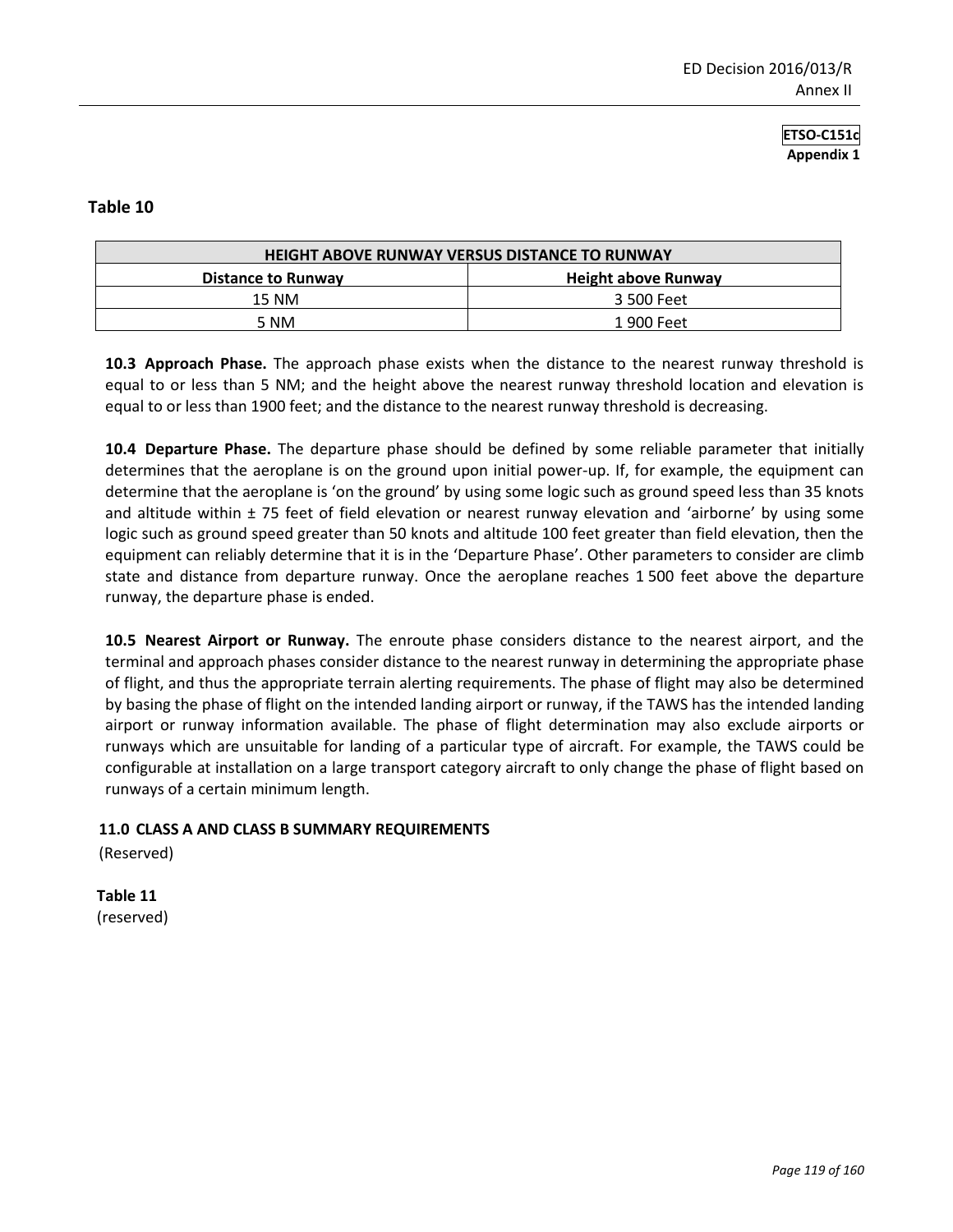**Table 10**

| HEIGHT ABOVE RUNWAY VERSUS DISTANCE TO RUNWAY | |
|---|---|
| **Distance to Runway** | **Height above Runway** |
| 15 NM | 3 500 Feet |
| 5 NM | 1 900 Feet |

**10.3 Approach Phase.** The approach phase exists when the distance to the nearest runway threshold is equal to or less than 5 NM; and the height above the nearest runway threshold location and elevation is equal to or less than 1900 feet; and the distance to the nearest runway threshold is decreasing.

**10.4 Departure Phase.** The departure phase should be defined by some reliable parameter that initially determines that the aeroplane is on the ground upon initial power-up. If, for example, the equipment can determine that the aeroplane is 'on the ground' by using some logic such as ground speed less than 35 knots and altitude within ± 75 feet of field elevation or nearest runway elevation and 'airborne' by using some logic such as ground speed greater than 50 knots and altitude 100 feet greater than field elevation, then the equipment can reliably determine that it is in the 'Departure Phase'. Other parameters to consider are climb state and distance from departure runway. Once the aeroplane reaches 1 500 feet above the departure runway, the departure phase is ended.

**10.5 Nearest Airport or Runway.** The enroute phase considers distance to the nearest airport, and the terminal and approach phases consider distance to the nearest runway in determining the appropriate phase of flight, and thus the appropriate terrain alerting requirements. The phase of flight may also be determined by basing the phase of flight on the intended landing airport or runway, if the TAWS has the intended landing airport or runway information available. The phase of flight determination may also exclude airports or runways which are unsuitable for landing of a particular type of aircraft. For example, the TAWS could be configurable at installation on a large transport category aircraft to only change the phase of flight based on runways of a certain minimum length.

## 11.0 CLASS A AND CLASS B SUMMARY REQUIREMENTS

(Reserved)

**Table 11**

(reserved)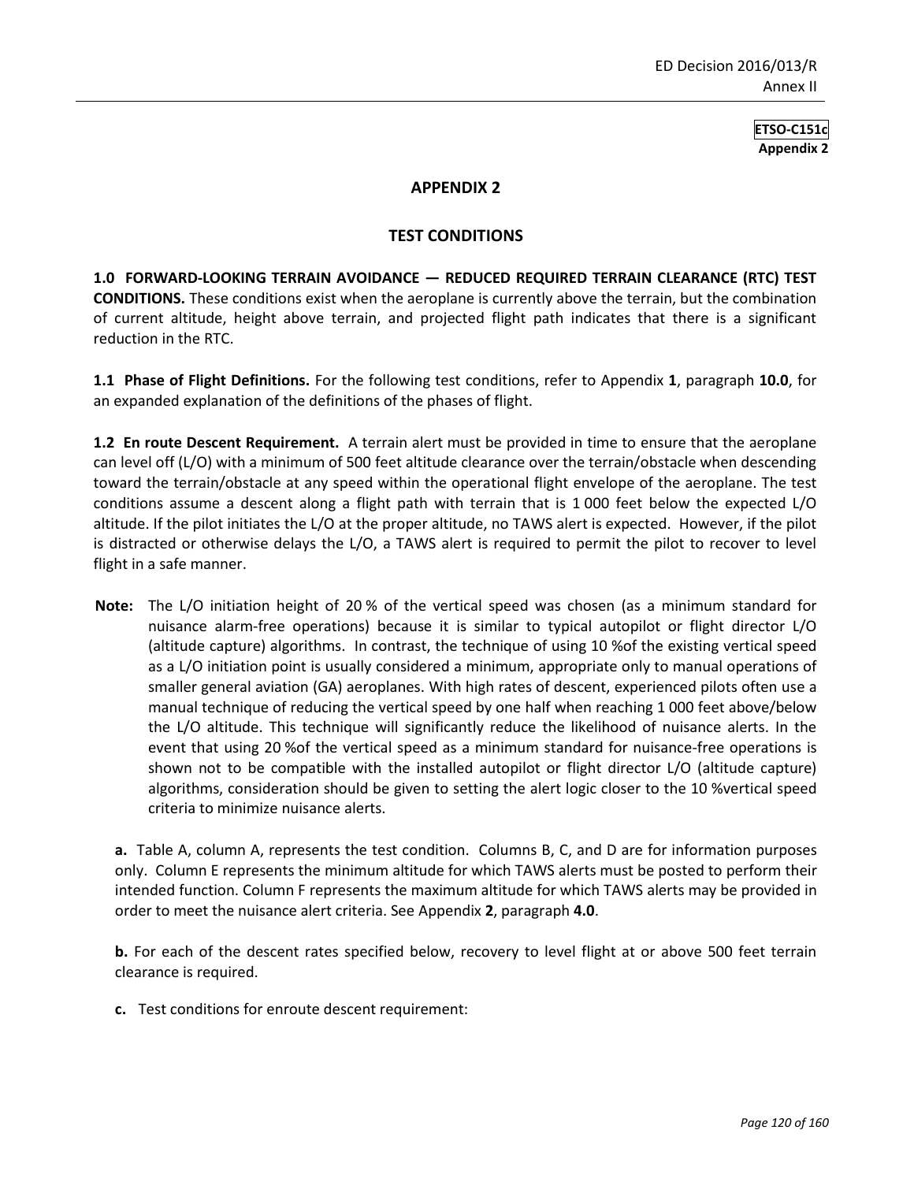**ETSO-C151c**
**Appendix 2**

# APPENDIX 2

## TEST CONDITIONS

**1.0 FORWARD-LOOKING TERRAIN AVOIDANCE — REDUCED REQUIRED TERRAIN CLEARANCE (RTC) TEST CONDITIONS.** These conditions exist when the aeroplane is currently above the terrain, but the combination of current altitude, height above terrain, and projected flight path indicates that there is a significant reduction in the RTC.

**1.1 Phase of Flight Definitions.** For the following test conditions, refer to Appendix **1**, paragraph **10.0**, for an expanded explanation of the definitions of the phases of flight.

**1.2 En route Descent Requirement.** A terrain alert must be provided in time to ensure that the aeroplane can level off (L/O) with a minimum of 500 feet altitude clearance over the terrain/obstacle when descending toward the terrain/obstacle at any speed within the operational flight envelope of the aeroplane. The test conditions assume a descent along a flight path with terrain that is 1 000 feet below the expected L/O altitude. If the pilot initiates the L/O at the proper altitude, no TAWS alert is expected. However, if the pilot is distracted or otherwise delays the L/O, a TAWS alert is required to permit the pilot to recover to level flight in a safe manner.

**Note:** The L/O initiation height of 20 % of the vertical speed was chosen (as a minimum standard for nuisance alarm-free operations) because it is similar to typical autopilot or flight director L/O (altitude capture) algorithms. In contrast, the technique of using 10 %of the existing vertical speed as a L/O initiation point is usually considered a minimum, appropriate only to manual operations of smaller general aviation (GA) aeroplanes. With high rates of descent, experienced pilots often use a manual technique of reducing the vertical speed by one half when reaching 1 000 feet above/below the L/O altitude. This technique will significantly reduce the likelihood of nuisance alerts. In the event that using 20 %of the vertical speed as a minimum standard for nuisance-free operations is shown not to be compatible with the installed autopilot or flight director L/O (altitude capture) algorithms, consideration should be given to setting the alert logic closer to the 10 %vertical speed criteria to minimize nuisance alerts.

**a.** Table A, column A, represents the test condition. Columns B, C, and D are for information purposes only. Column E represents the minimum altitude for which TAWS alerts must be posted to perform their intended function. Column F represents the maximum altitude for which TAWS alerts may be provided in order to meet the nuisance alert criteria. See Appendix **2**, paragraph **4.0**.

**b.** For each of the descent rates specified below, recovery to level flight at or above 500 feet terrain clearance is required.

**c.** Test conditions for enroute descent requirement: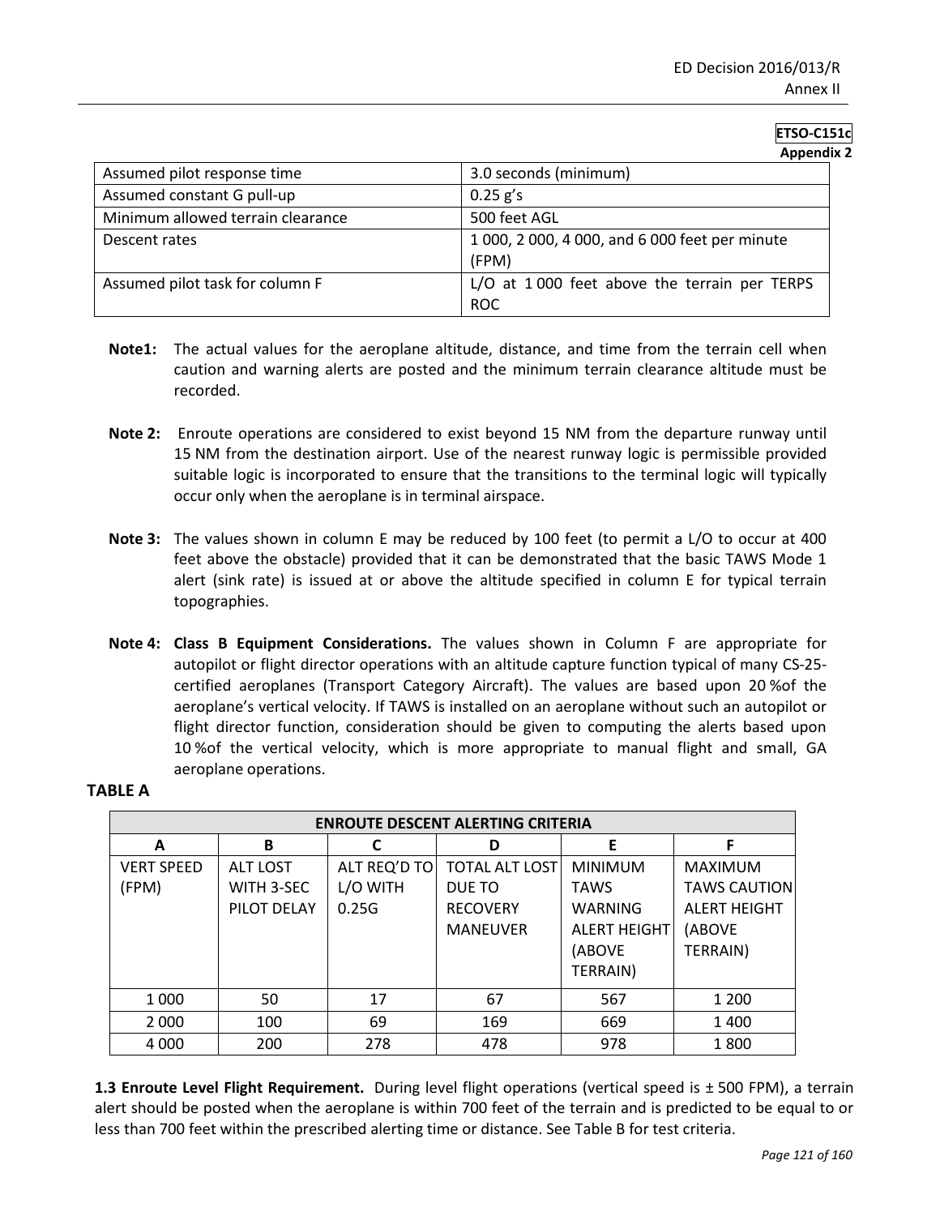| | |
|---|---|
| Assumed pilot response time | 3.0 seconds (minimum) |
| Assumed constant G pull-up | 0.25 g's |
| Minimum allowed terrain clearance | 500 feet AGL |
| Descent rates | 1 000, 2 000, 4 000, and 6 000 feet per minute (FPM) |
| Assumed pilot task for column F | L/O at 1 000 feet above the terrain per TERPS ROC |

**Note1:** The actual values for the aeroplane altitude, distance, and time from the terrain cell when caution and warning alerts are posted and the minimum terrain clearance altitude must be recorded.

**Note 2:** Enroute operations are considered to exist beyond 15 NM from the departure runway until 15 NM from the destination airport. Use of the nearest runway logic is permissible provided suitable logic is incorporated to ensure that the transitions to the terminal logic will typically occur only when the aeroplane is in terminal airspace.

**Note 3:** The values shown in column E may be reduced by 100 feet (to permit a L/O to occur at 400 feet above the obstacle) provided that it can be demonstrated that the basic TAWS Mode 1 alert (sink rate) is issued at or above the altitude specified in column E for typical terrain topographies.

**Note 4:** **Class B Equipment Considerations.** The values shown in Column F are appropriate for autopilot or flight director operations with an altitude capture function typical of many CS-25-certified aeroplanes (Transport Category Aircraft). The values are based upon 20 %of the aeroplane's vertical velocity. If TAWS is installed on an aeroplane without such an autopilot or flight director function, consideration should be given to computing the alerts based upon 10 %of the vertical velocity, which is more appropriate to manual flight and small, GA aeroplane operations.

**TABLE A**

| ENROUTE DESCENT ALERTING CRITERIA | | | | | |
|---|---|---|---|---|---|
| **A** | **B** | **C** | **D** | **E** | **F** |
| VERT SPEED (FPM) | ALT LOST WITH 3-SEC PILOT DELAY | ALT REQ'D TO L/O WITH 0.25G | TOTAL ALT LOST DUE TO RECOVERY MANEUVER | MINIMUM TAWS WARNING ALERT HEIGHT (ABOVE TERRAIN) | MAXIMUM TAWS CAUTION ALERT HEIGHT (ABOVE TERRAIN) |
| 1 000 | 50 | 17 | 67 | 567 | 1 200 |
| 2 000 | 100 | 69 | 169 | 669 | 1 400 |
| 4 000 | 200 | 278 | 478 | 978 | 1 800 |

**1.3 Enroute Level Flight Requirement.** During level flight operations (vertical speed is ± 500 FPM), a terrain alert should be posted when the aeroplane is within 700 feet of the terrain and is predicted to be equal to or less than 700 feet within the prescribed alerting time or distance. See Table B for test criteria.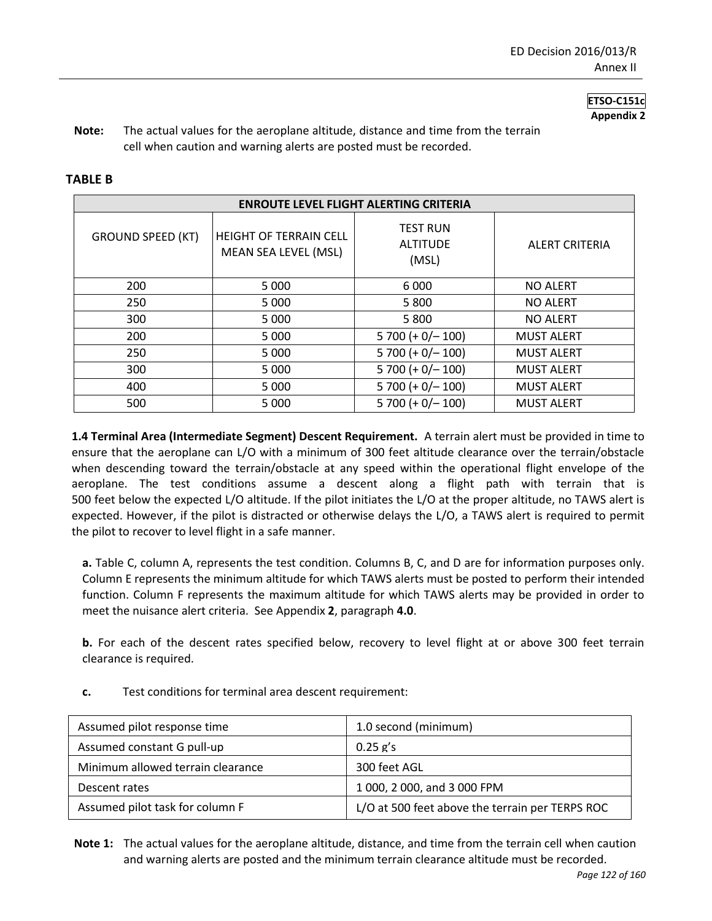**ETSO-C151c**
**Appendix 2**

**Note:** The actual values for the aeroplane altitude, distance and time from the terrain cell when caution and warning alerts are posted must be recorded.

**TABLE B**

| ENROUTE LEVEL FLIGHT ALERTING CRITERIA | | | |
|---|---|---|---|
| GROUND SPEED (KT) | HEIGHT OF TERRAIN CELL MEAN SEA LEVEL (MSL) | TEST RUN ALTITUDE (MSL) | ALERT CRITERIA |
| 200 | 5 000 | 6 000 | NO ALERT |
| 250 | 5 000 | 5 800 | NO ALERT |
| 300 | 5 000 | 5 800 | NO ALERT |
| 200 | 5 000 | 5 700 (+ 0/– 100) | MUST ALERT |
| 250 | 5 000 | 5 700 (+ 0/– 100) | MUST ALERT |
| 300 | 5 000 | 5 700 (+ 0/– 100) | MUST ALERT |
| 400 | 5 000 | 5 700 (+ 0/– 100) | MUST ALERT |
| 500 | 5 000 | 5 700 (+ 0/– 100) | MUST ALERT |

**1.4 Terminal Area (Intermediate Segment) Descent Requirement.** A terrain alert must be provided in time to ensure that the aeroplane can L/O with a minimum of 300 feet altitude clearance over the terrain/obstacle when descending toward the terrain/obstacle at any speed within the operational flight envelope of the aeroplane. The test conditions assume a descent along a flight path with terrain that is 500 feet below the expected L/O altitude. If the pilot initiates the L/O at the proper altitude, no TAWS alert is expected. However, if the pilot is distracted or otherwise delays the L/O, a TAWS alert is required to permit the pilot to recover to level flight in a safe manner.

**a.** Table C, column A, represents the test condition. Columns B, C, and D are for information purposes only. Column E represents the minimum altitude for which TAWS alerts must be posted to perform their intended function. Column F represents the maximum altitude for which TAWS alerts may be provided in order to meet the nuisance alert criteria. See Appendix **2**, paragraph **4.0**.

**b.** For each of the descent rates specified below, recovery to level flight at or above 300 feet terrain clearance is required.

**c.** Test conditions for terminal area descent requirement:

| | |
|---|---|
| Assumed pilot response time | 1.0 second (minimum) |
| Assumed constant G pull-up | 0.25 g's |
| Minimum allowed terrain clearance | 300 feet AGL |
| Descent rates | 1 000, 2 000, and 3 000 FPM |
| Assumed pilot task for column F | L/O at 500 feet above the terrain per TERPS ROC |

**Note 1:** The actual values for the aeroplane altitude, distance, and time from the terrain cell when caution and warning alerts are posted and the minimum terrain clearance altitude must be recorded.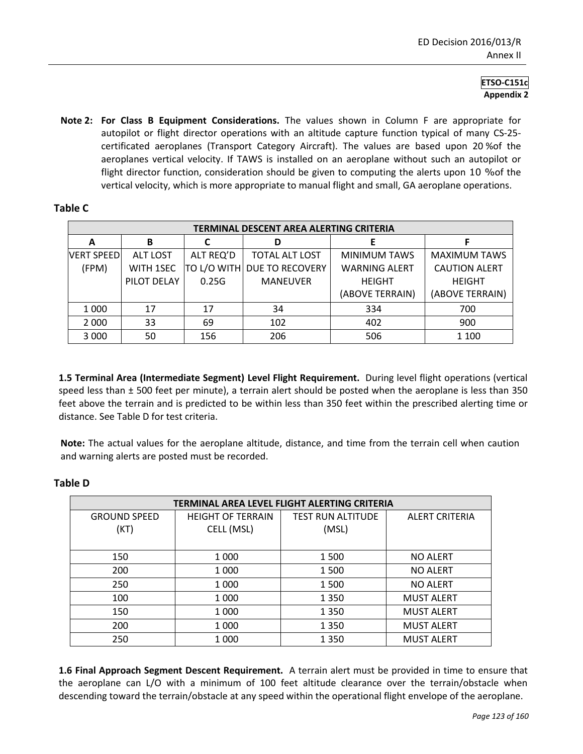**Note 2: For Class B Equipment Considerations.** The values shown in Column F are appropriate for autopilot or flight director operations with an altitude capture function typical of many CS-25-certificated aeroplanes (Transport Category Aircraft). The values are based upon 20 %of the aeroplanes vertical velocity. If TAWS is installed on an aeroplane without such an autopilot or flight director function, consideration should be given to computing the alerts upon 10 %of the vertical velocity, which is more appropriate to manual flight and small, GA aeroplane operations.

**Table C**

| TERMINAL DESCENT AREA ALERTING CRITERIA | | | | | |
|---|---|---|---|---|---|
| A | B | C | D | E | F |
| VERT SPEED (FPM) | ALT LOST WITH 1SEC PILOT DELAY | ALT REQ'D TO L/O WITH 0.25G | TOTAL ALT LOST DUE TO RECOVERY MANEUVER | MINIMUM TAWS WARNING ALERT HEIGHT (ABOVE TERRAIN) | MAXIMUM TAWS CAUTION ALERT HEIGHT (ABOVE TERRAIN) |
| 1 000 | 17 | 17 | 34 | 334 | 700 |
| 2 000 | 33 | 69 | 102 | 402 | 900 |
| 3 000 | 50 | 156 | 206 | 506 | 1 100 |

**1.5 Terminal Area (Intermediate Segment) Level Flight Requirement.** During level flight operations (vertical speed less than ± 500 feet per minute), a terrain alert should be posted when the aeroplane is less than 350 feet above the terrain and is predicted to be within less than 350 feet within the prescribed alerting time or distance. See Table D for test criteria.

**Note:** The actual values for the aeroplane altitude, distance, and time from the terrain cell when caution and warning alerts are posted must be recorded.

**Table D**

| TERMINAL AREA LEVEL FLIGHT ALERTING CRITERIA | | | |
|---|---|---|---|
| GROUND SPEED (KT) | HEIGHT OF TERRAIN CELL (MSL) | TEST RUN ALTITUDE (MSL) | ALERT CRITERIA |
| 150 | 1 000 | 1 500 | NO ALERT |
| 200 | 1 000 | 1 500 | NO ALERT |
| 250 | 1 000 | 1 500 | NO ALERT |
| 100 | 1 000 | 1 350 | MUST ALERT |
| 150 | 1 000 | 1 350 | MUST ALERT |
| 200 | 1 000 | 1 350 | MUST ALERT |
| 250 | 1 000 | 1 350 | MUST ALERT |

**1.6 Final Approach Segment Descent Requirement.** A terrain alert must be provided in time to ensure that the aeroplane can L/O with a minimum of 100 feet altitude clearance over the terrain/obstacle when descending toward the terrain/obstacle at any speed within the operational flight envelope of the aeroplane.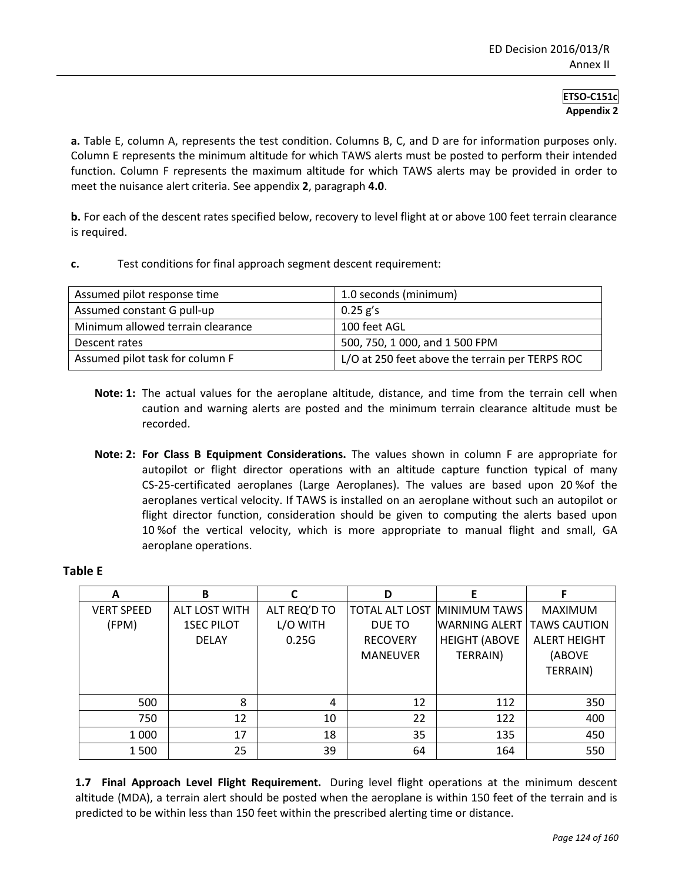**ETSO-C151c**
**Appendix 2**

**a.** Table E, column A, represents the test condition. Columns B, C, and D are for information purposes only. Column E represents the minimum altitude for which TAWS alerts must be posted to perform their intended function. Column F represents the maximum altitude for which TAWS alerts may be provided in order to meet the nuisance alert criteria. See appendix **2**, paragraph **4.0**.

**b.** For each of the descent rates specified below, recovery to level flight at or above 100 feet terrain clearance is required.

**c.** Test conditions for final approach segment descent requirement:

| Assumed pilot response time | 1.0 seconds (minimum) |
|---|---|
| Assumed constant G pull-up | 0.25 g's |
| Minimum allowed terrain clearance | 100 feet AGL |
| Descent rates | 500, 750, 1 000, and 1 500 FPM |
| Assumed pilot task for column F | L/O at 250 feet above the terrain per TERPS ROC |

**Note: 1:** The actual values for the aeroplane altitude, distance, and time from the terrain cell when caution and warning alerts are posted and the minimum terrain clearance altitude must be recorded.

**Note: 2:** **For Class B Equipment Considerations.** The values shown in column F are appropriate for autopilot or flight director operations with an altitude capture function typical of many CS-25-certificated aeroplanes (Large Aeroplanes). The values are based upon 20 %of the aeroplanes vertical velocity. If TAWS is installed on an aeroplane without such an autopilot or flight director function, consideration should be given to computing the alerts based upon 10 %of the vertical velocity, which is more appropriate to manual flight and small, GA aeroplane operations.

**Table E**

| A | B | C | D | E | F |
|---|---|---|---|---|---|
| VERT SPEED (FPM) | ALT LOST WITH 1SEC PILOT DELAY | ALT REQ'D TO L/O WITH 0.25G | TOTAL ALT LOST DUE TO RECOVERY MANEUVER | MINIMUM TAWS WARNING ALERT HEIGHT (ABOVE TERRAIN) | MAXIMUM TAWS CAUTION ALERT HEIGHT (ABOVE TERRAIN) |
| 500 | 8 | 4 | 12 | 112 | 350 |
| 750 | 12 | 10 | 22 | 122 | 400 |
| 1 000 | 17 | 18 | 35 | 135 | 450 |
| 1 500 | 25 | 39 | 64 | 164 | 550 |

**1.7 Final Approach Level Flight Requirement.** During level flight operations at the minimum descent altitude (MDA), a terrain alert should be posted when the aeroplane is within 150 feet of the terrain and is predicted to be within less than 150 feet within the prescribed alerting time or distance.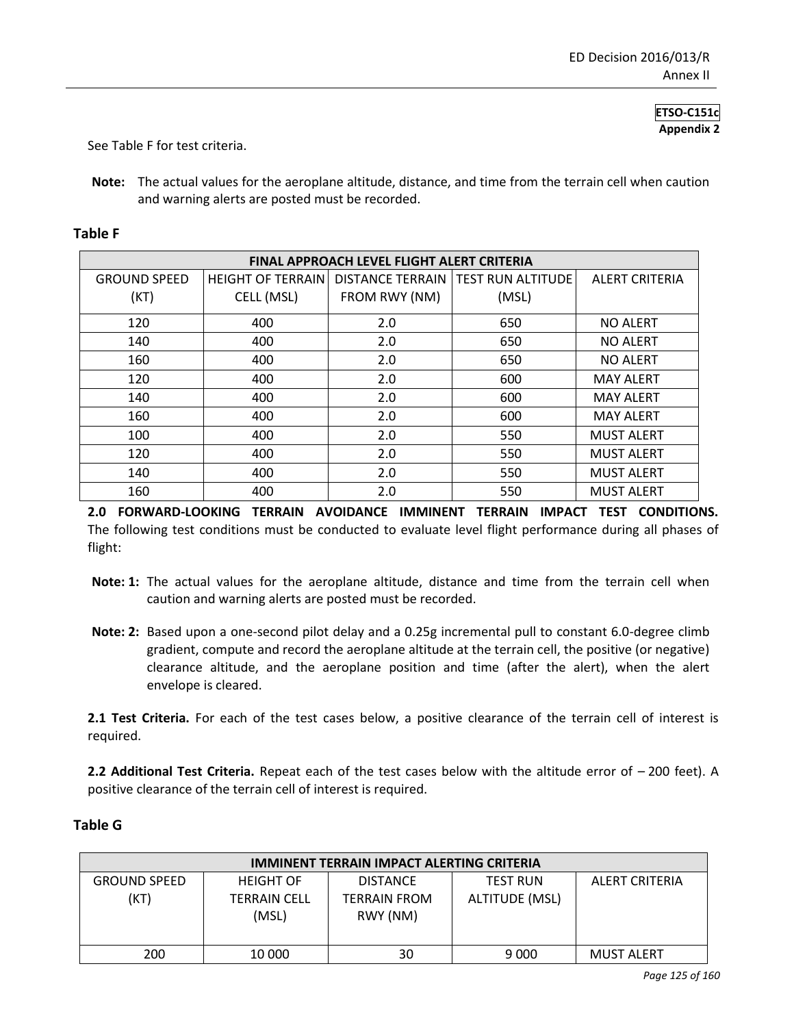See Table F for test criteria.

**Note:** The actual values for the aeroplane altitude, distance, and time from the terrain cell when caution and warning alerts are posted must be recorded.

**Table F**

| FINAL APPROACH LEVEL FLIGHT ALERT CRITERIA | | | | |
|---|---|---|---|---|
| GROUND SPEED (KT) | HEIGHT OF TERRAIN CELL (MSL) | DISTANCE TERRAIN FROM RWY (NM) | TEST RUN ALTITUDE (MSL) | ALERT CRITERIA |
| 120 | 400 | 2.0 | 650 | NO ALERT |
| 140 | 400 | 2.0 | 650 | NO ALERT |
| 160 | 400 | 2.0 | 650 | NO ALERT |
| 120 | 400 | 2.0 | 600 | MAY ALERT |
| 140 | 400 | 2.0 | 600 | MAY ALERT |
| 160 | 400 | 2.0 | 600 | MAY ALERT |
| 100 | 400 | 2.0 | 550 | MUST ALERT |
| 120 | 400 | 2.0 | 550 | MUST ALERT |
| 140 | 400 | 2.0 | 550 | MUST ALERT |
| 160 | 400 | 2.0 | 550 | MUST ALERT |

**2.0 FORWARD-LOOKING TERRAIN AVOIDANCE IMMINENT TERRAIN IMPACT TEST CONDITIONS.** The following test conditions must be conducted to evaluate level flight performance during all phases of flight:

**Note: 1:** The actual values for the aeroplane altitude, distance and time from the terrain cell when caution and warning alerts are posted must be recorded.

**Note: 2:** Based upon a one-second pilot delay and a 0.25g incremental pull to constant 6.0-degree climb gradient, compute and record the aeroplane altitude at the terrain cell, the positive (or negative) clearance altitude, and the aeroplane position and time (after the alert), when the alert envelope is cleared.

**2.1 Test Criteria.** For each of the test cases below, a positive clearance of the terrain cell of interest is required.

**2.2 Additional Test Criteria.** Repeat each of the test cases below with the altitude error of – 200 feet). A positive clearance of the terrain cell of interest is required.

**Table G**

| IMMINENT TERRAIN IMPACT ALERTING CRITERIA | | | | |
|---|---|---|---|---|
| GROUND SPEED (KT) | HEIGHT OF TERRAIN CELL (MSL) | DISTANCE TERRAIN FROM RWY (NM) | TEST RUN ALTITUDE (MSL) | ALERT CRITERIA |
| 200 | 10 000 | 30 | 9 000 | MUST ALERT |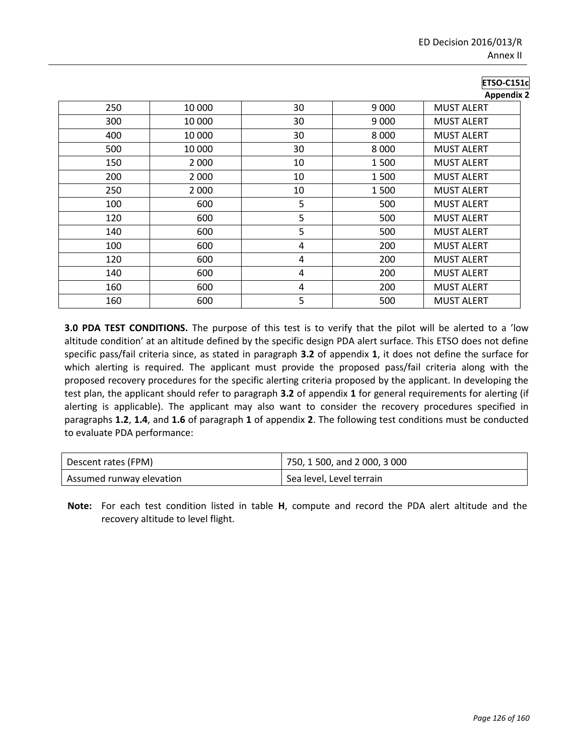| | | | | |
|---|---|---|---|---|
| 250 | 10 000 | 30 | 9 000 | MUST ALERT |
| 300 | 10 000 | 30 | 9 000 | MUST ALERT |
| 400 | 10 000 | 30 | 8 000 | MUST ALERT |
| 500 | 10 000 | 30 | 8 000 | MUST ALERT |
| 150 | 2 000 | 10 | 1 500 | MUST ALERT |
| 200 | 2 000 | 10 | 1 500 | MUST ALERT |
| 250 | 2 000 | 10 | 1 500 | MUST ALERT |
| 100 | 600 | 5 | 500 | MUST ALERT |
| 120 | 600 | 5 | 500 | MUST ALERT |
| 140 | 600 | 5 | 500 | MUST ALERT |
| 100 | 600 | 4 | 200 | MUST ALERT |
| 120 | 600 | 4 | 200 | MUST ALERT |
| 140 | 600 | 4 | 200 | MUST ALERT |
| 160 | 600 | 4 | 200 | MUST ALERT |
| 160 | 600 | 5 | 500 | MUST ALERT |

**3.0 PDA TEST CONDITIONS.** The purpose of this test is to verify that the pilot will be alerted to a 'low altitude condition' at an altitude defined by the specific design PDA alert surface. This ETSO does not define specific pass/fail criteria since, as stated in paragraph **3.2** of appendix **1**, it does not define the surface for which alerting is required. The applicant must provide the proposed pass/fail criteria along with the proposed recovery procedures for the specific alerting criteria proposed by the applicant. In developing the test plan, the applicant should refer to paragraph **3.2** of appendix **1** for general requirements for alerting (if alerting is applicable). The applicant may also want to consider the recovery procedures specified in paragraphs **1.2**, **1.4**, and **1.6** of paragraph **1** of appendix **2**. The following test conditions must be conducted to evaluate PDA performance:

| | |
|---|---|
| Descent rates (FPM) | 750, 1 500, and 2 000, 3 000 |
| Assumed runway elevation | Sea level, Level terrain |

**Note:** For each test condition listed in table **H**, compute and record the PDA alert altitude and the recovery altitude to level flight.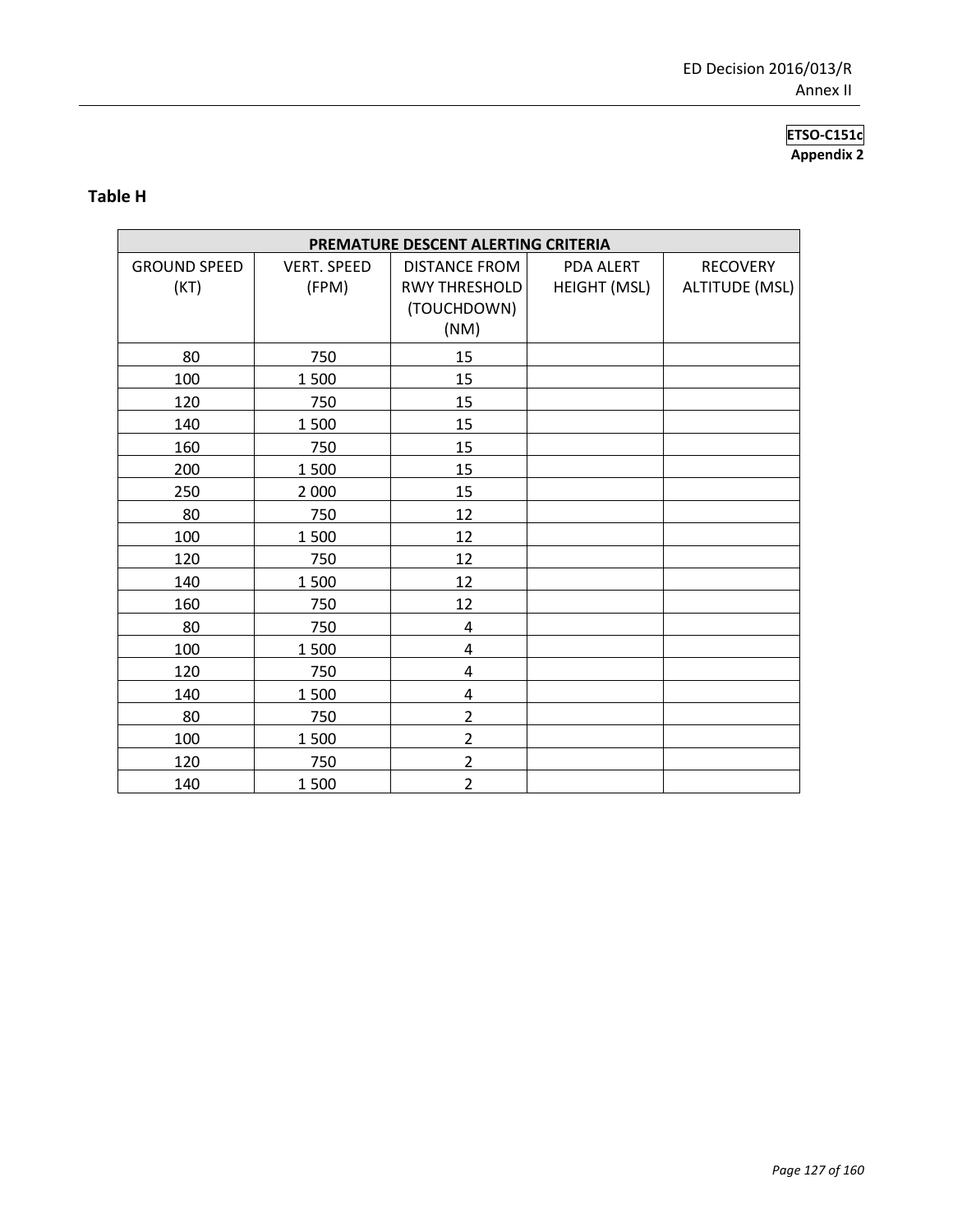**ETSO-C151c**
**Appendix 2**

## Table H

| PREMATURE DESCENT ALERTING CRITERIA | | | | |
|---|---|---|---|---|
| GROUND SPEED (KT) | VERT. SPEED (FPM) | DISTANCE FROM RWY THRESHOLD (TOUCHDOWN) (NM) | PDA ALERT HEIGHT (MSL) | RECOVERY ALTITUDE (MSL) |
| 80 | 750 | 15 | | |
| 100 | 1 500 | 15 | | |
| 120 | 750 | 15 | | |
| 140 | 1 500 | 15 | | |
| 160 | 750 | 15 | | |
| 200 | 1 500 | 15 | | |
| 250 | 2 000 | 15 | | |
| 80 | 750 | 12 | | |
| 100 | 1 500 | 12 | | |
| 120 | 750 | 12 | | |
| 140 | 1 500 | 12 | | |
| 160 | 750 | 12 | | |
| 80 | 750 | 4 | | |
| 100 | 1 500 | 4 | | |
| 120 | 750 | 4 | | |
| 140 | 1 500 | 4 | | |
| 80 | 750 | 2 | | |
| 100 | 1 500 | 2 | | |
| 120 | 750 | 2 | | |
| 140 | 1 500 | 2 | | |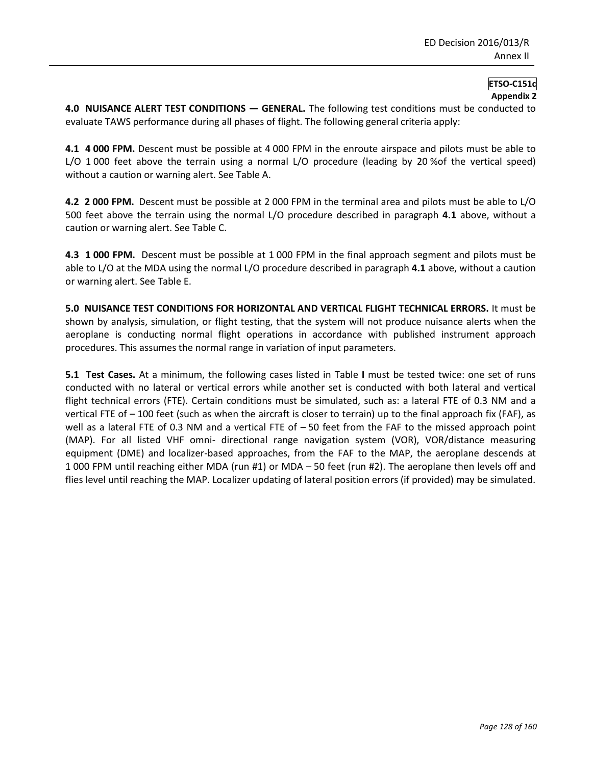**4.0 NUISANCE ALERT TEST CONDITIONS — GENERAL.** The following test conditions must be conducted to evaluate TAWS performance during all phases of flight. The following general criteria apply:

**4.1 4 000 FPM.** Descent must be possible at 4 000 FPM in the enroute airspace and pilots must be able to L/O 1 000 feet above the terrain using a normal L/O procedure (leading by 20 %of the vertical speed) without a caution or warning alert. See Table A.

**4.2 2 000 FPM.** Descent must be possible at 2 000 FPM in the terminal area and pilots must be able to L/O 500 feet above the terrain using the normal L/O procedure described in paragraph **4.1** above, without a caution or warning alert. See Table C.

**4.3 1 000 FPM.** Descent must be possible at 1 000 FPM in the final approach segment and pilots must be able to L/O at the MDA using the normal L/O procedure described in paragraph **4.1** above, without a caution or warning alert. See Table E.

**5.0 NUISANCE TEST CONDITIONS FOR HORIZONTAL AND VERTICAL FLIGHT TECHNICAL ERRORS.** It must be shown by analysis, simulation, or flight testing, that the system will not produce nuisance alerts when the aeroplane is conducting normal flight operations in accordance with published instrument approach procedures. This assumes the normal range in variation of input parameters.

**5.1 Test Cases.** At a minimum, the following cases listed in Table **I** must be tested twice: one set of runs conducted with no lateral or vertical errors while another set is conducted with both lateral and vertical flight technical errors (FTE). Certain conditions must be simulated, such as: a lateral FTE of 0.3 NM and a vertical FTE of – 100 feet (such as when the aircraft is closer to terrain) up to the final approach fix (FAF), as well as a lateral FTE of 0.3 NM and a vertical FTE of – 50 feet from the FAF to the missed approach point (MAP). For all listed VHF omni- directional range navigation system (VOR), VOR/distance measuring equipment (DME) and localizer-based approaches, from the FAF to the MAP, the aeroplane descends at 1 000 FPM until reaching either MDA (run #1) or MDA – 50 feet (run #2). The aeroplane then levels off and flies level until reaching the MAP. Localizer updating of lateral position errors (if provided) may be simulated.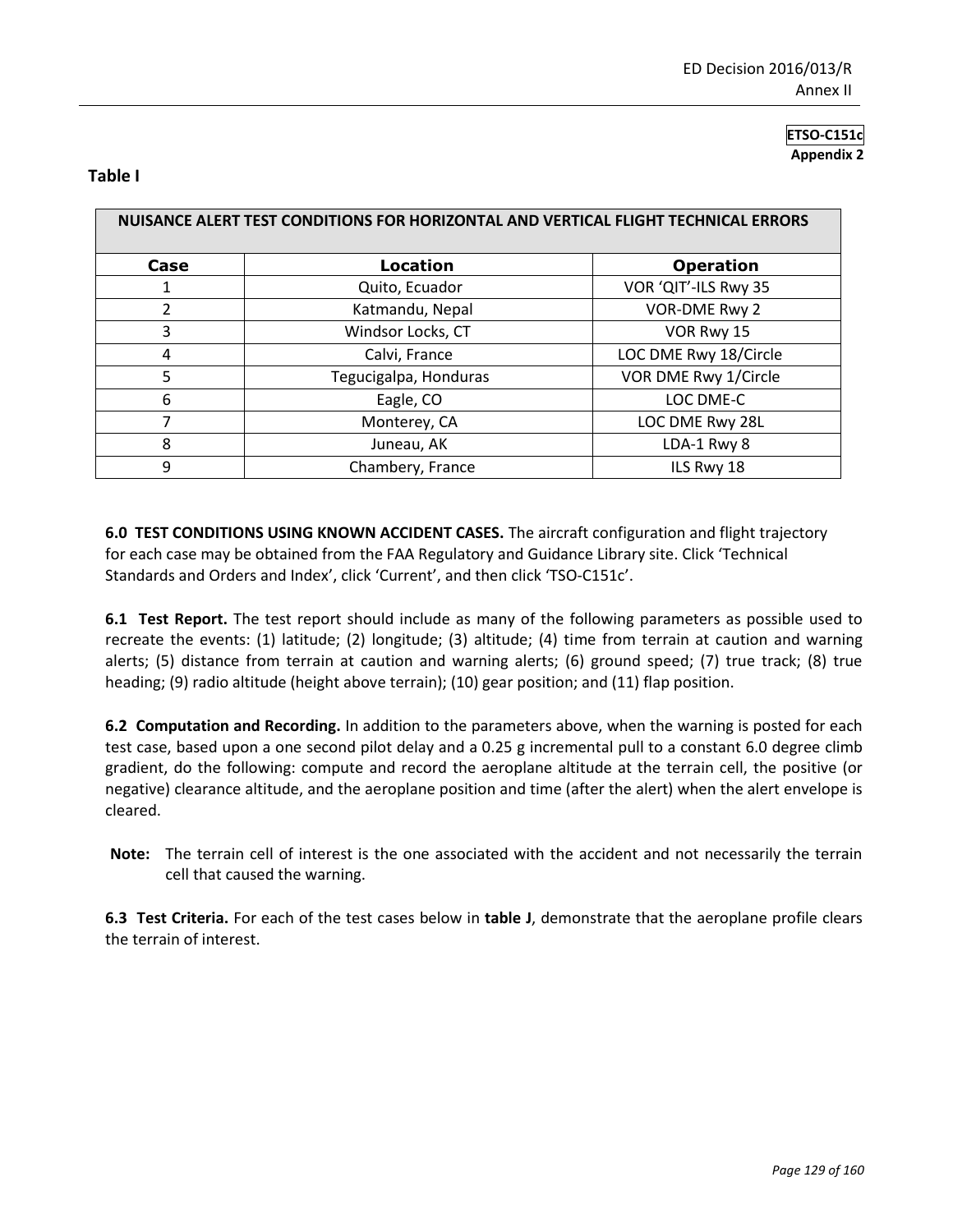**ETSO-C151c**
**Appendix 2**

**Table I**

| NUISANCE ALERT TEST CONDITIONS FOR HORIZONTAL AND VERTICAL FLIGHT TECHNICAL ERRORS | | |
|---|---|---|
| **Case** | **Location** | **Operation** |
| 1 | Quito, Ecuador | VOR 'QIT'-ILS Rwy 35 |
| 2 | Katmandu, Nepal | VOR-DME Rwy 2 |
| 3 | Windsor Locks, CT | VOR Rwy 15 |
| 4 | Calvi, France | LOC DME Rwy 18/Circle |
| 5 | Tegucigalpa, Honduras | VOR DME Rwy 1/Circle |
| 6 | Eagle, CO | LOC DME-C |
| 7 | Monterey, CA | LOC DME Rwy 28L |
| 8 | Juneau, AK | LDA-1 Rwy 8 |
| 9 | Chambery, France | ILS Rwy 18 |

**6.0 TEST CONDITIONS USING KNOWN ACCIDENT CASES.** The aircraft configuration and flight trajectory for each case may be obtained from the FAA Regulatory and Guidance Library site. Click 'Technical Standards and Orders and Index', click 'Current', and then click 'TSO-C151c'.

**6.1 Test Report.** The test report should include as many of the following parameters as possible used to recreate the events: (1) latitude; (2) longitude; (3) altitude; (4) time from terrain at caution and warning alerts; (5) distance from terrain at caution and warning alerts; (6) ground speed; (7) true track; (8) true heading; (9) radio altitude (height above terrain); (10) gear position; and (11) flap position.

**6.2 Computation and Recording.** In addition to the parameters above, when the warning is posted for each test case, based upon a one second pilot delay and a 0.25 g incremental pull to a constant 6.0 degree climb gradient, do the following: compute and record the aeroplane altitude at the terrain cell, the positive (or negative) clearance altitude, and the aeroplane position and time (after the alert) when the alert envelope is cleared.

**Note:** The terrain cell of interest is the one associated with the accident and not necessarily the terrain cell that caused the warning.

**6.3 Test Criteria.** For each of the test cases below in **table J**, demonstrate that the aeroplane profile clears the terrain of interest.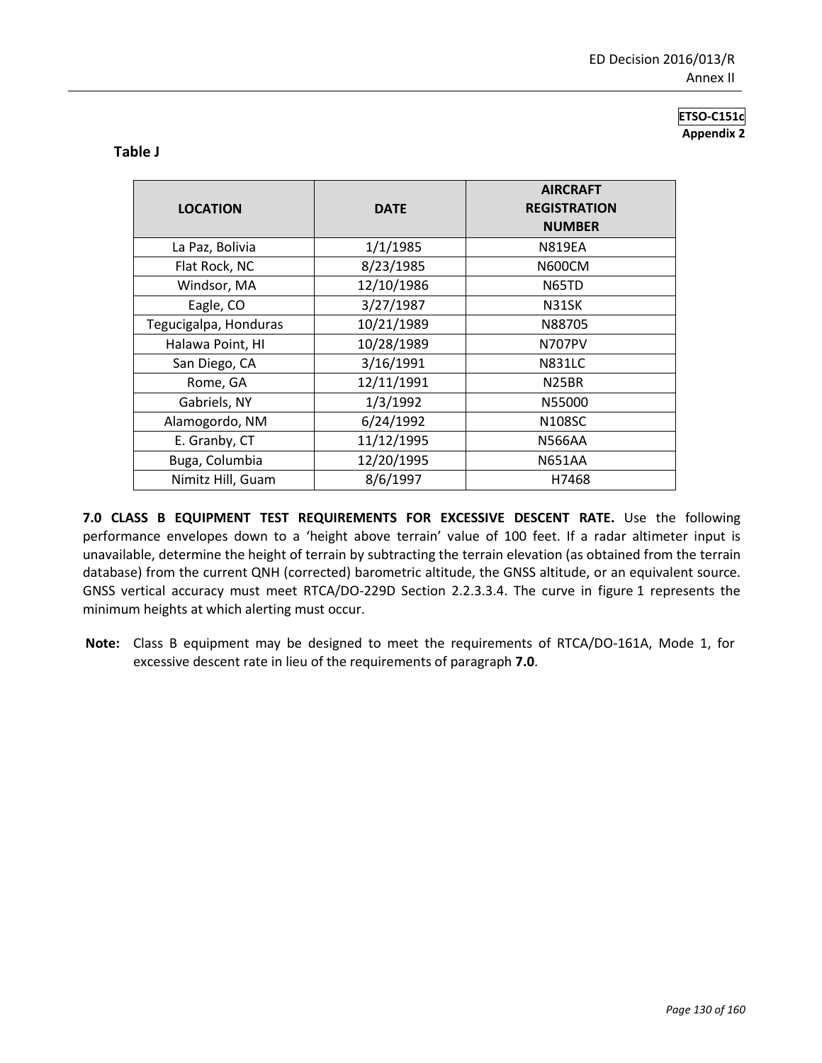**ETSO-C151c**
**Appendix 2**

**Table J**

| LOCATION | DATE | AIRCRAFT REGISTRATION NUMBER |
|---|---|---|
| La Paz, Bolivia | 1/1/1985 | N819EA |
| Flat Rock, NC | 8/23/1985 | N600CM |
| Windsor, MA | 12/10/1986 | N65TD |
| Eagle, CO | 3/27/1987 | N31SK |
| Tegucigalpa, Honduras | 10/21/1989 | N88705 |
| Halawa Point, HI | 10/28/1989 | N707PV |
| San Diego, CA | 3/16/1991 | N831LC |
| Rome, GA | 12/11/1991 | N25BR |
| Gabriels, NY | 1/3/1992 | N55000 |
| Alamogordo, NM | 6/24/1992 | N108SC |
| E. Granby, CT | 11/12/1995 | N566AA |
| Buga, Columbia | 12/20/1995 | N651AA |
| Nimitz Hill, Guam | 8/6/1997 | H7468 |

**7.0 CLASS B EQUIPMENT TEST REQUIREMENTS FOR EXCESSIVE DESCENT RATE.** Use the following performance envelopes down to a 'height above terrain' value of 100 feet. If a radar altimeter input is unavailable, determine the height of terrain by subtracting the terrain elevation (as obtained from the terrain database) from the current QNH (corrected) barometric altitude, the GNSS altitude, or an equivalent source. GNSS vertical accuracy must meet RTCA/DO-229D Section 2.2.3.3.4. The curve in figure 1 represents the minimum heights at which alerting must occur.

**Note:** Class B equipment may be designed to meet the requirements of RTCA/DO-161A, Mode 1, for excessive descent rate in lieu of the requirements of paragraph **7.0**.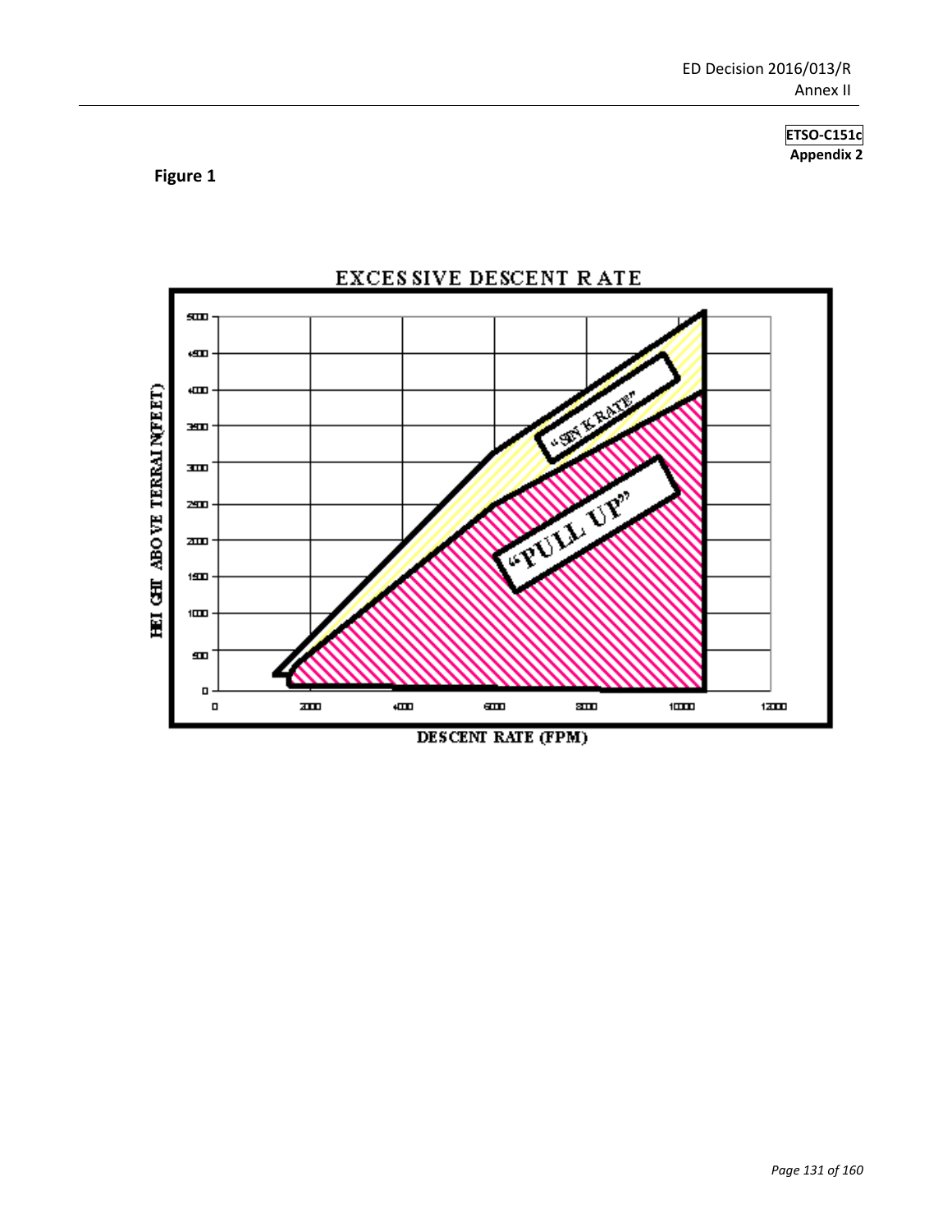**ETSO-C151c**
**Appendix 2**

**Figure 1**

EXCESSIVE DESCENT RATE

HEIGHT ABOVE TERRAIN (FEET)

5000
4500
4000
3500
3000
2500
2000
1500
1000
500
0

0
2000
4000
6000
8000
10000
12000

DESCENT RATE (FPM)

"SINK RATE"

"PULL UP"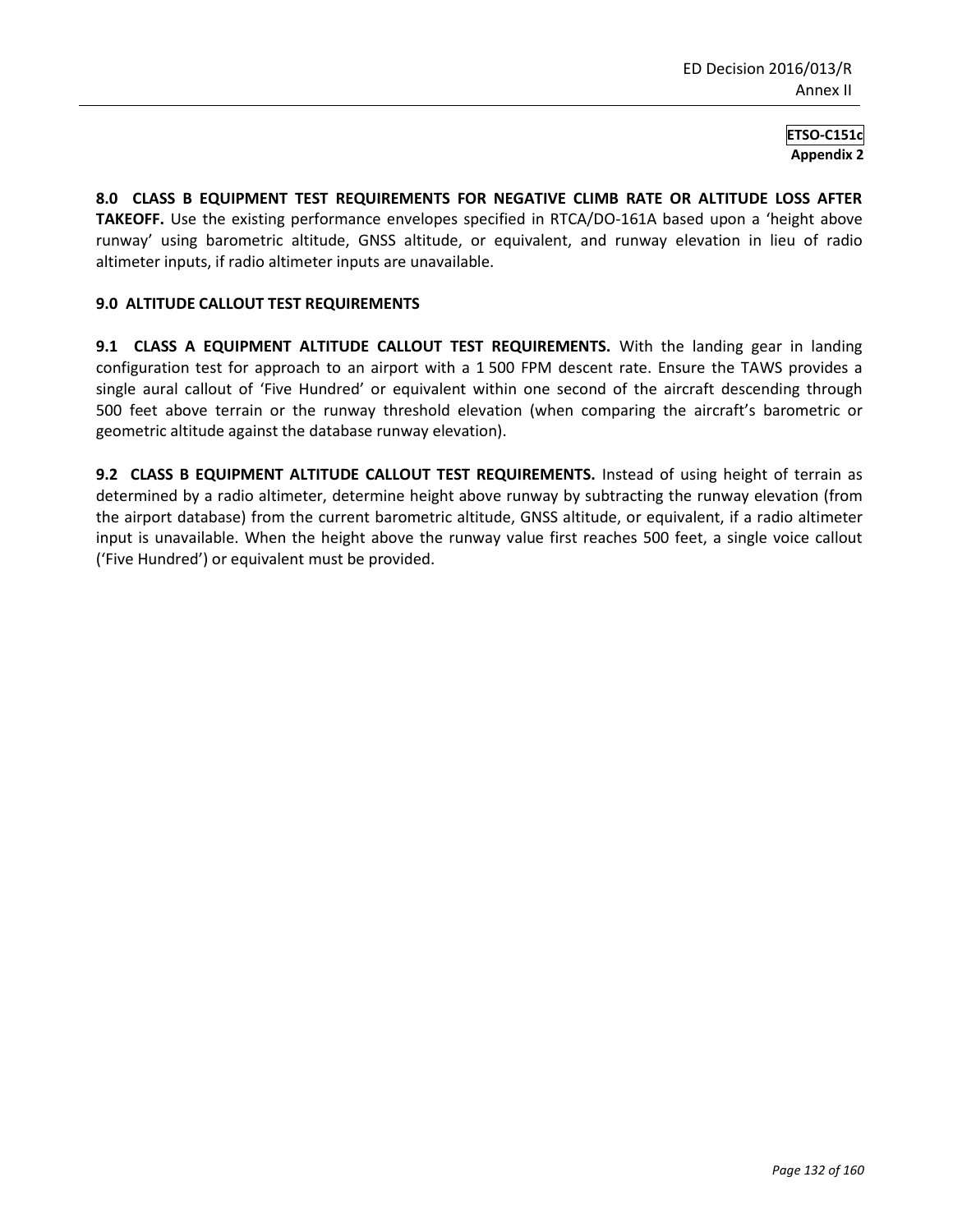**ETSO-C151c**
**Appendix 2**

**8.0 CLASS B EQUIPMENT TEST REQUIREMENTS FOR NEGATIVE CLIMB RATE OR ALTITUDE LOSS AFTER TAKEOFF.** Use the existing performance envelopes specified in RTCA/DO-161A based upon a 'height above runway' using barometric altitude, GNSS altitude, or equivalent, and runway elevation in lieu of radio altimeter inputs, if radio altimeter inputs are unavailable.

**9.0 ALTITUDE CALLOUT TEST REQUIREMENTS**

**9.1 CLASS A EQUIPMENT ALTITUDE CALLOUT TEST REQUIREMENTS.** With the landing gear in landing configuration test for approach to an airport with a 1 500 FPM descent rate. Ensure the TAWS provides a single aural callout of 'Five Hundred' or equivalent within one second of the aircraft descending through 500 feet above terrain or the runway threshold elevation (when comparing the aircraft's barometric or geometric altitude against the database runway elevation).

**9.2 CLASS B EQUIPMENT ALTITUDE CALLOUT TEST REQUIREMENTS.** Instead of using height of terrain as determined by a radio altimeter, determine height above runway by subtracting the runway elevation (from the airport database) from the current barometric altitude, GNSS altitude, or equivalent, if a radio altimeter input is unavailable. When the height above the runway value first reaches 500 feet, a single voice callout ('Five Hundred') or equivalent must be provided.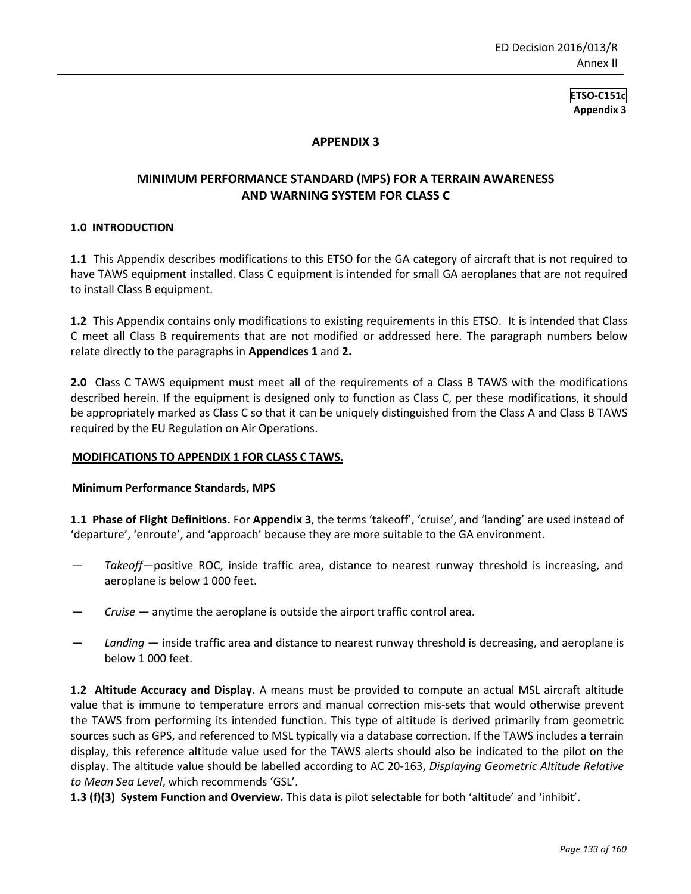**ETSO-C151c**
**Appendix 3**

# APPENDIX 3

## MINIMUM PERFORMANCE STANDARD (MPS) FOR A TERRAIN AWARENESS AND WARNING SYSTEM FOR CLASS C

### 1.0 INTRODUCTION

**1.1** This Appendix describes modifications to this ETSO for the GA category of aircraft that is not required to have TAWS equipment installed. Class C equipment is intended for small GA aeroplanes that are not required to install Class B equipment.

**1.2** This Appendix contains only modifications to existing requirements in this ETSO. It is intended that Class C meet all Class B requirements that are not modified or addressed here. The paragraph numbers below relate directly to the paragraphs in **Appendices 1** and **2.**

**2.0** Class C TAWS equipment must meet all of the requirements of a Class B TAWS with the modifications described herein. If the equipment is designed only to function as Class C, per these modifications, it should be appropriately marked as Class C so that it can be uniquely distinguished from the Class A and Class B TAWS required by the EU Regulation on Air Operations.

**MODIFICATIONS TO APPENDIX 1 FOR CLASS C TAWS.**

**Minimum Performance Standards, MPS**

**1.1 Phase of Flight Definitions.** For **Appendix 3**, the terms 'takeoff', 'cruise', and 'landing' are used instead of 'departure', 'enroute', and 'approach' because they are more suitable to the GA environment.

— *Takeoff*—positive ROC, inside traffic area, distance to nearest runway threshold is increasing, and aeroplane is below 1 000 feet.

— *Cruise* — anytime the aeroplane is outside the airport traffic control area.

— *Landing* — inside traffic area and distance to nearest runway threshold is decreasing, and aeroplane is below 1 000 feet.

**1.2 Altitude Accuracy and Display.** A means must be provided to compute an actual MSL aircraft altitude value that is immune to temperature errors and manual correction mis-sets that would otherwise prevent the TAWS from performing its intended function. This type of altitude is derived primarily from geometric sources such as GPS, and referenced to MSL typically via a database correction. If the TAWS includes a terrain display, this reference altitude value used for the TAWS alerts should also be indicated to the pilot on the display. The altitude value should be labelled according to AC 20-163, *Displaying Geometric Altitude Relative to Mean Sea Level*, which recommends 'GSL'.

**1.3 (f)(3) System Function and Overview.** This data is pilot selectable for both 'altitude' and 'inhibit'.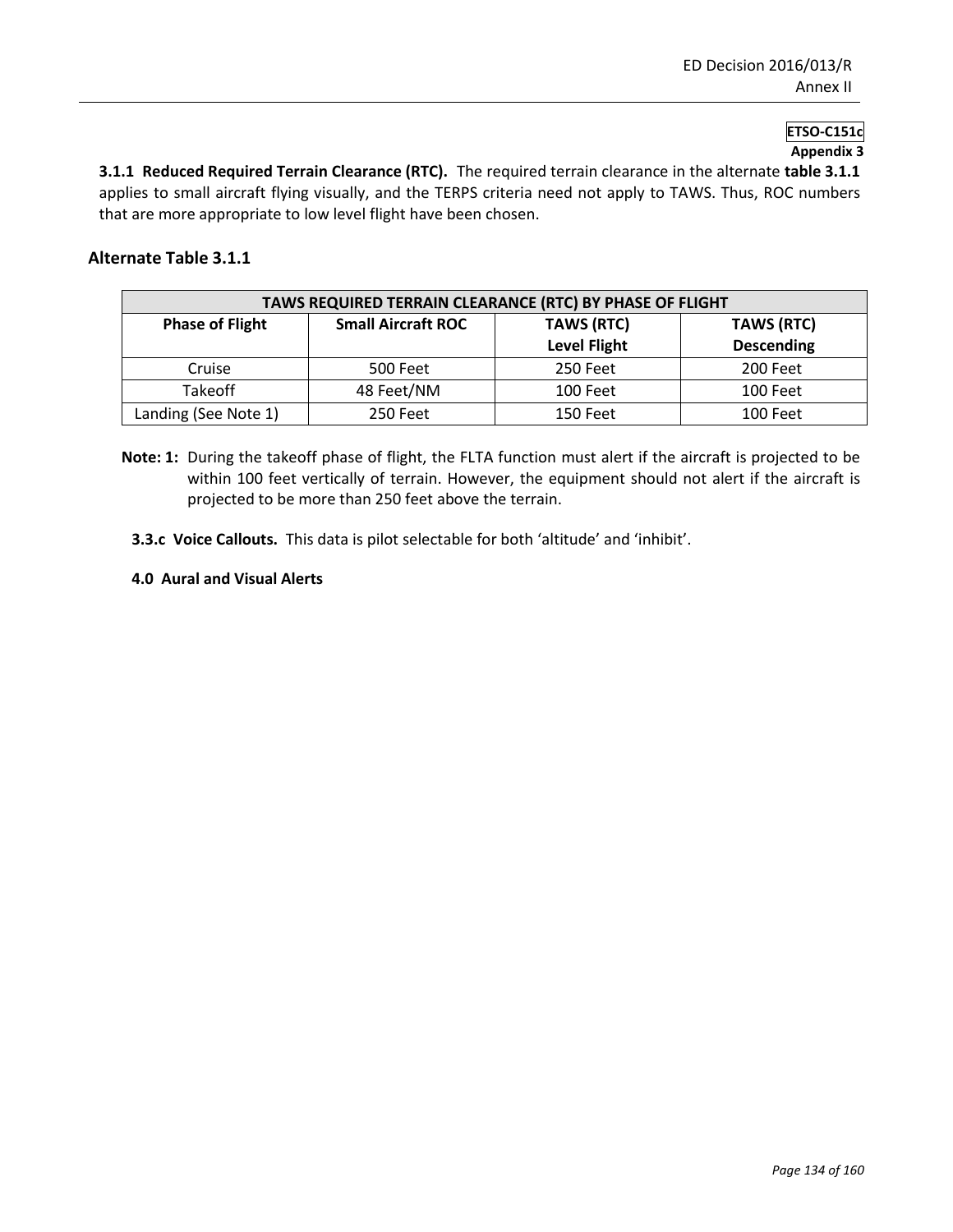**ETSO-C151c**
**Appendix 3**

**3.1.1 Reduced Required Terrain Clearance (RTC).** The required terrain clearance in the alternate **table 3.1.1** applies to small aircraft flying visually, and the TERPS criteria need not apply to TAWS. Thus, ROC numbers that are more appropriate to low level flight have been chosen.

## Alternate Table 3.1.1

| TAWS REQUIRED TERRAIN CLEARANCE (RTC) BY PHASE OF FLIGHT | | | |
|---|---|---|---|
| **Phase of Flight** | **Small Aircraft ROC** | **TAWS (RTC) Level Flight** | **TAWS (RTC) Descending** |
| Cruise | 500 Feet | 250 Feet | 200 Feet |
| Takeoff | 48 Feet/NM | 100 Feet | 100 Feet |
| Landing (See Note 1) | 250 Feet | 150 Feet | 100 Feet |

**Note: 1:** During the takeoff phase of flight, the FLTA function must alert if the aircraft is projected to be within 100 feet vertically of terrain. However, the equipment should not alert if the aircraft is projected to be more than 250 feet above the terrain.

**3.3.c Voice Callouts.** This data is pilot selectable for both 'altitude' and 'inhibit'.

**4.0 Aural and Visual Alerts**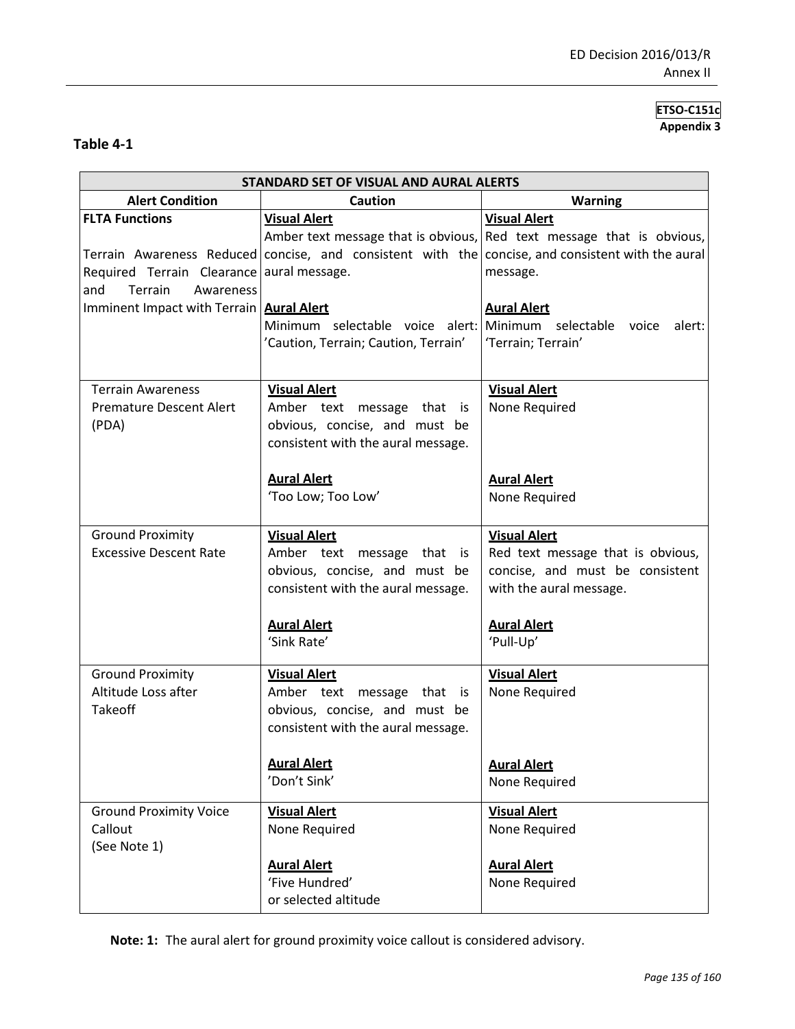**ETSO-C151c**
**Appendix 3**

**Table 4-1**

| STANDARD SET OF VISUAL AND AURAL ALERTS | | |
|---|---|---|
| **Alert Condition** | **Caution** | **Warning** |
| **FLTA Functions**<br><br>Terrain Awareness Reduced Required Terrain Clearance and Terrain Awareness Imminent Impact with Terrain | **Visual Alert**<br>Amber text message that is obvious, concise, and consistent with the aural message.<br><br>**Aural Alert**<br>Minimum selectable voice alert: 'Caution, Terrain; Caution, Terrain' | **Visual Alert**<br>Red text message that is obvious, concise, and consistent with the aural message.<br><br>**Aural Alert**<br>Minimum selectable voice alert: 'Terrain; Terrain' |
| Terrain Awareness Premature Descent Alert (PDA) | **Visual Alert**<br>Amber text message that is obvious, concise, and must be consistent with the aural message.<br><br>**Aural Alert**<br>'Too Low; Too Low' | **Visual Alert**<br>None Required<br><br>**Aural Alert**<br>None Required |
| Ground Proximity Excessive Descent Rate | **Visual Alert**<br>Amber text message that is obvious, concise, and must be consistent with the aural message.<br><br>**Aural Alert**<br>'Sink Rate' | **Visual Alert**<br>Red text message that is obvious, concise, and must be consistent with the aural message.<br><br>**Aural Alert**<br>'Pull-Up' |
| Ground Proximity Altitude Loss after Takeoff | **Visual Alert**<br>Amber text message that is obvious, concise, and must be consistent with the aural message.<br><br>**Aural Alert**<br>'Don't Sink' | **Visual Alert**<br>None Required<br><br>**Aural Alert**<br>None Required |
| Ground Proximity Voice Callout (See Note 1) | **Visual Alert**<br>None Required<br><br>**Aural Alert**<br>'Five Hundred' or selected altitude | **Visual Alert**<br>None Required<br><br>**Aural Alert**<br>None Required |

**Note: 1:** The aural alert for ground proximity voice callout is considered advisory.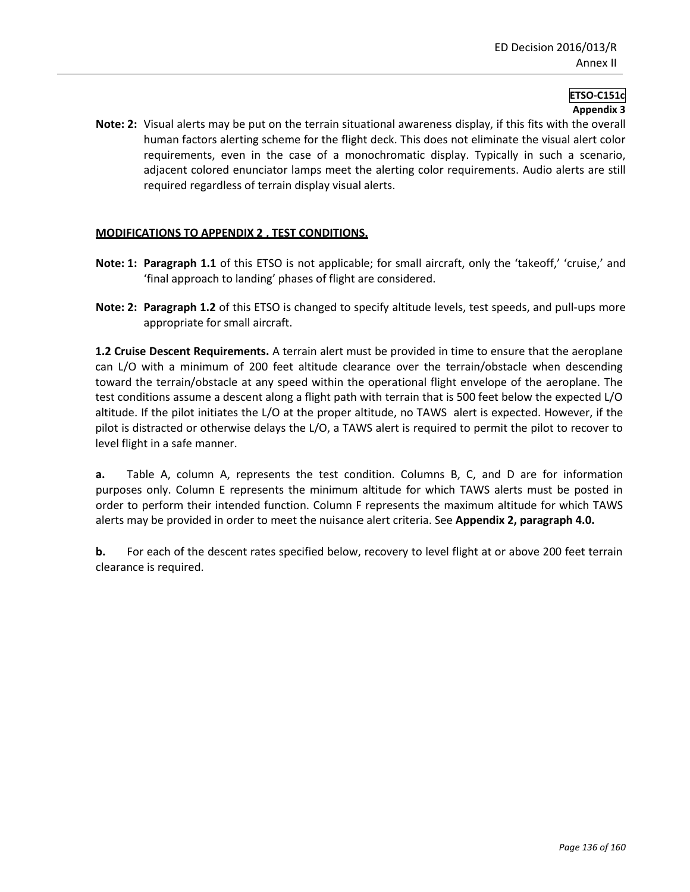**Note: 2:** Visual alerts may be put on the terrain situational awareness display, if this fits with the overall human factors alerting scheme for the flight deck. This does not eliminate the visual alert color requirements, even in the case of a monochromatic display. Typically in such a scenario, adjacent colored enunciator lamps meet the alerting color requirements. Audio alerts are still required regardless of terrain display visual alerts.

**MODIFICATIONS TO APPENDIX 2 , TEST CONDITIONS.**

**Note: 1:** **Paragraph 1.1** of this ETSO is not applicable; for small aircraft, only the 'takeoff,' 'cruise,' and 'final approach to landing' phases of flight are considered.

**Note: 2:** **Paragraph 1.2** of this ETSO is changed to specify altitude levels, test speeds, and pull-ups more appropriate for small aircraft.

**1.2 Cruise Descent Requirements.** A terrain alert must be provided in time to ensure that the aeroplane can L/O with a minimum of 200 feet altitude clearance over the terrain/obstacle when descending toward the terrain/obstacle at any speed within the operational flight envelope of the aeroplane. The test conditions assume a descent along a flight path with terrain that is 500 feet below the expected L/O altitude. If the pilot initiates the L/O at the proper altitude, no TAWS alert is expected. However, if the pilot is distracted or otherwise delays the L/O, a TAWS alert is required to permit the pilot to recover to level flight in a safe manner.

**a.** Table A, column A, represents the test condition. Columns B, C, and D are for information purposes only. Column E represents the minimum altitude for which TAWS alerts must be posted in order to perform their intended function. Column F represents the maximum altitude for which TAWS alerts may be provided in order to meet the nuisance alert criteria. See **Appendix 2, paragraph 4.0.**

**b.** For each of the descent rates specified below, recovery to level flight at or above 200 feet terrain clearance is required.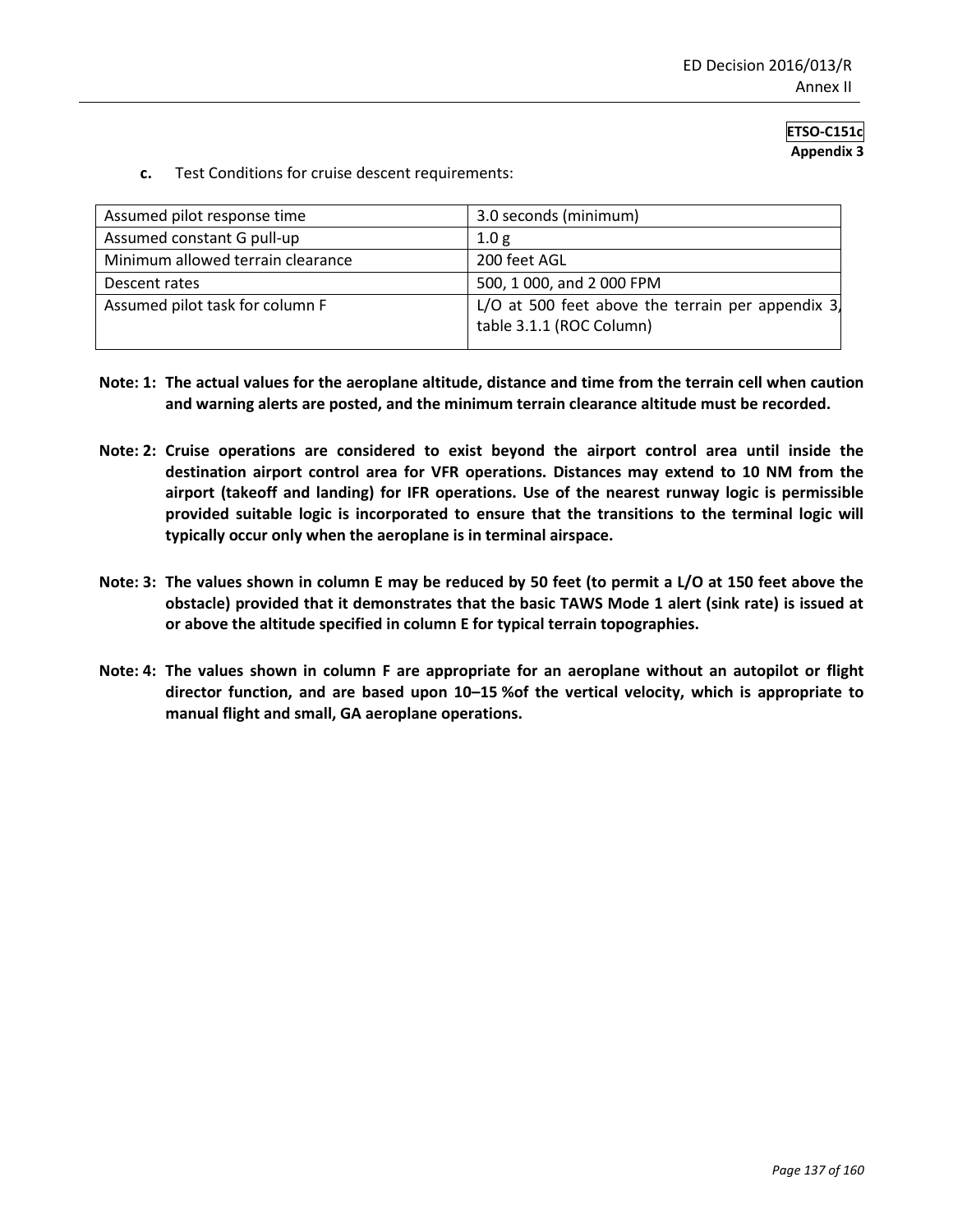**ETSO-C151c**
**Appendix 3**

**c.** Test Conditions for cruise descent requirements:

| | |
|---|---|
| Assumed pilot response time | 3.0 seconds (minimum) |
| Assumed constant G pull-up | 1.0 g |
| Minimum allowed terrain clearance | 200 feet AGL |
| Descent rates | 500, 1 000, and 2 000 FPM |
| Assumed pilot task for column F | L/O at 500 feet above the terrain per appendix 3, table 3.1.1 (ROC Column) |

**Note: 1: The actual values for the aeroplane altitude, distance and time from the terrain cell when caution and warning alerts are posted, and the minimum terrain clearance altitude must be recorded.**

**Note: 2: Cruise operations are considered to exist beyond the airport control area until inside the destination airport control area for VFR operations. Distances may extend to 10 NM from the airport (takeoff and landing) for IFR operations. Use of the nearest runway logic is permissible provided suitable logic is incorporated to ensure that the transitions to the terminal logic will typically occur only when the aeroplane is in terminal airspace.**

**Note: 3: The values shown in column E may be reduced by 50 feet (to permit a L/O at 150 feet above the obstacle) provided that it demonstrates that the basic TAWS Mode 1 alert (sink rate) is issued at or above the altitude specified in column E for typical terrain topographies.**

**Note: 4: The values shown in column F are appropriate for an aeroplane without an autopilot or flight director function, and are based upon 10–15 %of the vertical velocity, which is appropriate to manual flight and small, GA aeroplane operations.**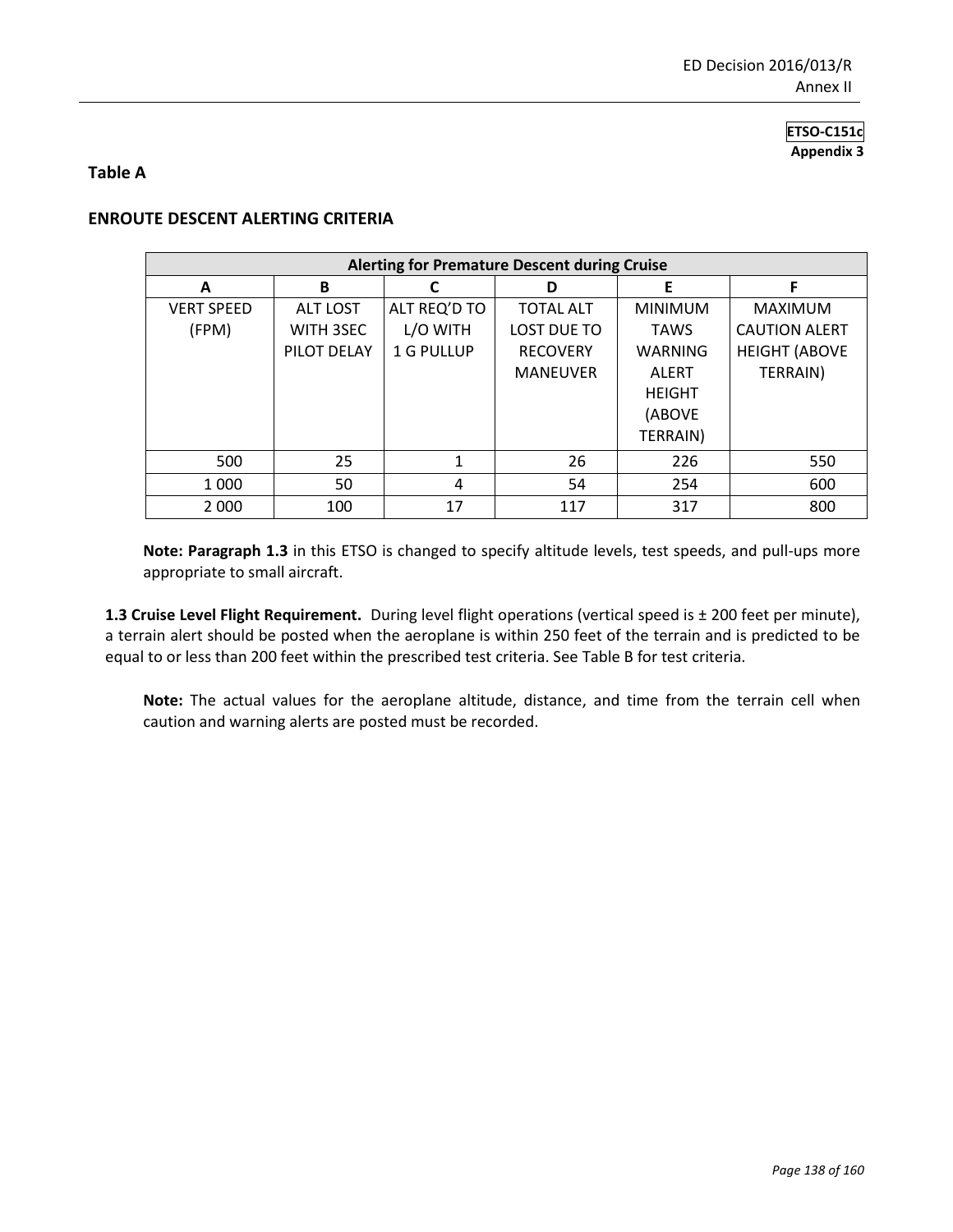**ETSO-C151c**
**Appendix 3**

## Table A

### ENROUTE DESCENT ALERTING CRITERIA

| Alerting for Premature Descent during Cruise | | | | | |
|---|---|---|---|---|---|
| A | B | C | D | E | F |
| VERT SPEED (FPM) | ALT LOST WITH 3SEC PILOT DELAY | ALT REQ'D TO L/O WITH 1 G PULLUP | TOTAL ALT LOST DUE TO RECOVERY MANEUVER | MINIMUM TAWS WARNING ALERT HEIGHT (ABOVE TERRAIN) | MAXIMUM CAUTION ALERT HEIGHT (ABOVE TERRAIN) |
| 500 | 25 | 1 | 26 | 226 | 550 |
| 1 000 | 50 | 4 | 54 | 254 | 600 |
| 2 000 | 100 | 17 | 117 | 317 | 800 |

**Note: Paragraph 1.3** in this ETSO is changed to specify altitude levels, test speeds, and pull-ups more appropriate to small aircraft.

**1.3 Cruise Level Flight Requirement.** During level flight operations (vertical speed is ± 200 feet per minute), a terrain alert should be posted when the aeroplane is within 250 feet of the terrain and is predicted to be equal to or less than 200 feet within the prescribed test criteria. See Table B for test criteria.

**Note:** The actual values for the aeroplane altitude, distance, and time from the terrain cell when caution and warning alerts are posted must be recorded.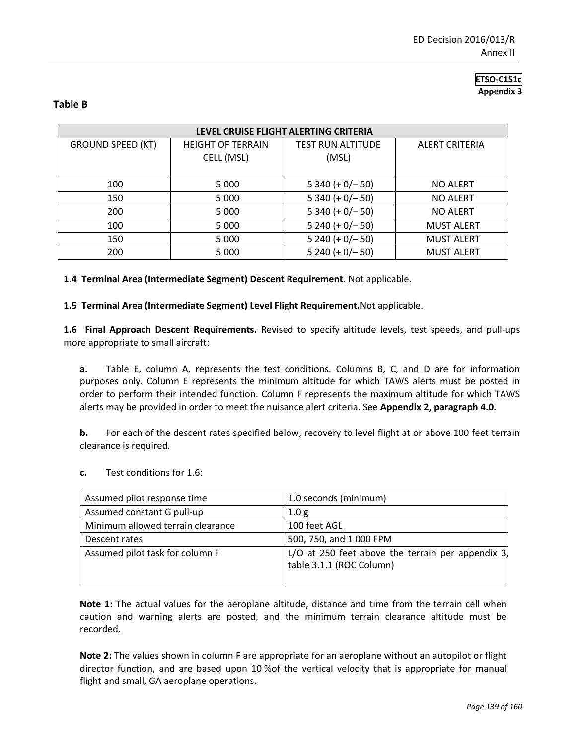**ETSO-C151c**
**Appendix 3**

**Table B**

| LEVEL CRUISE FLIGHT ALERTING CRITERIA | | | |
|---|---|---|---|
| GROUND SPEED (KT) | HEIGHT OF TERRAIN CELL (MSL) | TEST RUN ALTITUDE (MSL) | ALERT CRITERIA |
| 100 | 5 000 | 5 340 (+ 0/– 50) | NO ALERT |
| 150 | 5 000 | 5 340 (+ 0/– 50) | NO ALERT |
| 200 | 5 000 | 5 340 (+ 0/– 50) | NO ALERT |
| 100 | 5 000 | 5 240 (+ 0/– 50) | MUST ALERT |
| 150 | 5 000 | 5 240 (+ 0/– 50) | MUST ALERT |
| 200 | 5 000 | 5 240 (+ 0/– 50) | MUST ALERT |

**1.4 Terminal Area (Intermediate Segment) Descent Requirement.** Not applicable.

**1.5 Terminal Area (Intermediate Segment) Level Flight Requirement.**Not applicable.

**1.6 Final Approach Descent Requirements.** Revised to specify altitude levels, test speeds, and pull-ups more appropriate to small aircraft:

**a.** Table E, column A, represents the test conditions. Columns B, C, and D are for information purposes only. Column E represents the minimum altitude for which TAWS alerts must be posted in order to perform their intended function. Column F represents the maximum altitude for which TAWS alerts may be provided in order to meet the nuisance alert criteria. See **Appendix 2, paragraph 4.0.**

**b.** For each of the descent rates specified below, recovery to level flight at or above 100 feet terrain clearance is required.

**c.** Test conditions for 1.6:

| | |
|---|---|
| Assumed pilot response time | 1.0 seconds (minimum) |
| Assumed constant G pull-up | 1.0 g |
| Minimum allowed terrain clearance | 100 feet AGL |
| Descent rates | 500, 750, and 1 000 FPM |
| Assumed pilot task for column F | L/O at 250 feet above the terrain per appendix 3, table 3.1.1 (ROC Column) |

**Note 1:** The actual values for the aeroplane altitude, distance and time from the terrain cell when caution and warning alerts are posted, and the minimum terrain clearance altitude must be recorded.

**Note 2:** The values shown in column F are appropriate for an aeroplane without an autopilot or flight director function, and are based upon 10 %of the vertical velocity that is appropriate for manual flight and small, GA aeroplane operations.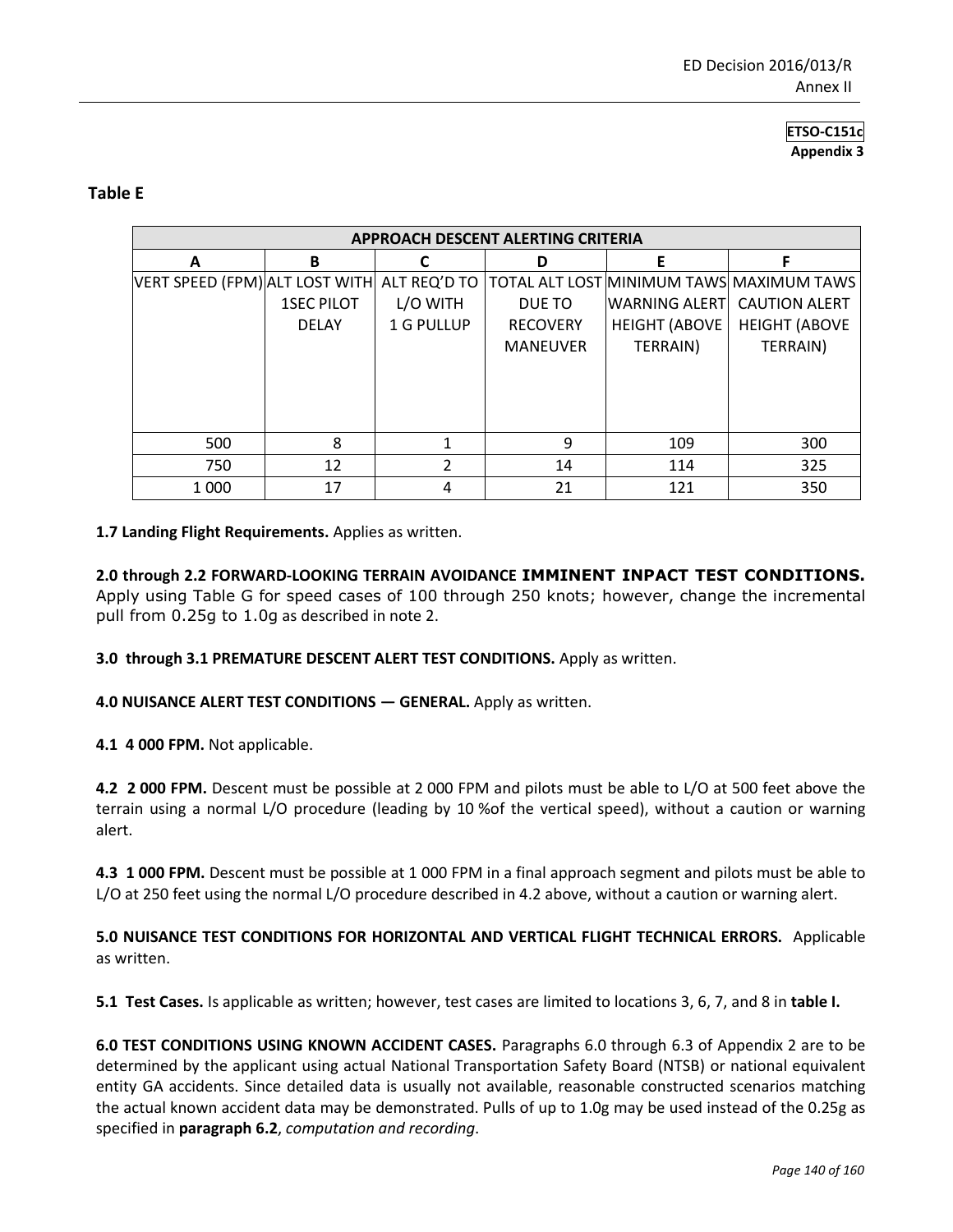**ETSO-C151c**
**Appendix 3**

**Table E**

| APPROACH DESCENT ALERTING CRITERIA | | | | | |
|---|---|---|---|---|---|
| A | B | C | D | E | F |
| VERT SPEED (FPM) | ALT LOST WITH 1SEC PILOT DELAY | ALT REQ'D TO L/O WITH 1 G PULLUP | TOTAL ALT LOST DUE TO RECOVERY MANEUVER | MINIMUM TAWS WARNING ALERT HEIGHT (ABOVE TERRAIN) | MAXIMUM TAWS CAUTION ALERT HEIGHT (ABOVE TERRAIN) |
| 500 | 8 | 1 | 9 | 109 | 300 |
| 750 | 12 | 2 | 14 | 114 | 325 |
| 1 000 | 17 | 4 | 21 | 121 | 350 |

**1.7 Landing Flight Requirements.** Applies as written.

**2.0 through 2.2 FORWARD-LOOKING TERRAIN AVOIDANCE IMMINENT INPACT TEST CONDITIONS.** Apply using Table G for speed cases of 100 through 250 knots; however, change the incremental pull from 0.25g to 1.0g as described in note 2.

**3.0 through 3.1 PREMATURE DESCENT ALERT TEST CONDITIONS.** Apply as written.

**4.0 NUISANCE ALERT TEST CONDITIONS — GENERAL.** Apply as written.

**4.1 4 000 FPM.** Not applicable.

**4.2 2 000 FPM.** Descent must be possible at 2 000 FPM and pilots must be able to L/O at 500 feet above the terrain using a normal L/O procedure (leading by 10 %of the vertical speed), without a caution or warning alert.

**4.3 1 000 FPM.** Descent must be possible at 1 000 FPM in a final approach segment and pilots must be able to L/O at 250 feet using the normal L/O procedure described in 4.2 above, without a caution or warning alert.

**5.0 NUISANCE TEST CONDITIONS FOR HORIZONTAL AND VERTICAL FLIGHT TECHNICAL ERRORS.** Applicable as written.

**5.1 Test Cases.** Is applicable as written; however, test cases are limited to locations 3, 6, 7, and 8 in **table I.**

**6.0 TEST CONDITIONS USING KNOWN ACCIDENT CASES.** Paragraphs 6.0 through 6.3 of Appendix 2 are to be determined by the applicant using actual National Transportation Safety Board (NTSB) or national equivalent entity GA accidents. Since detailed data is usually not available, reasonable constructed scenarios matching the actual known accident data may be demonstrated. Pulls of up to 1.0g may be used instead of the 0.25g as specified in **paragraph 6.2**, *computation and recording*.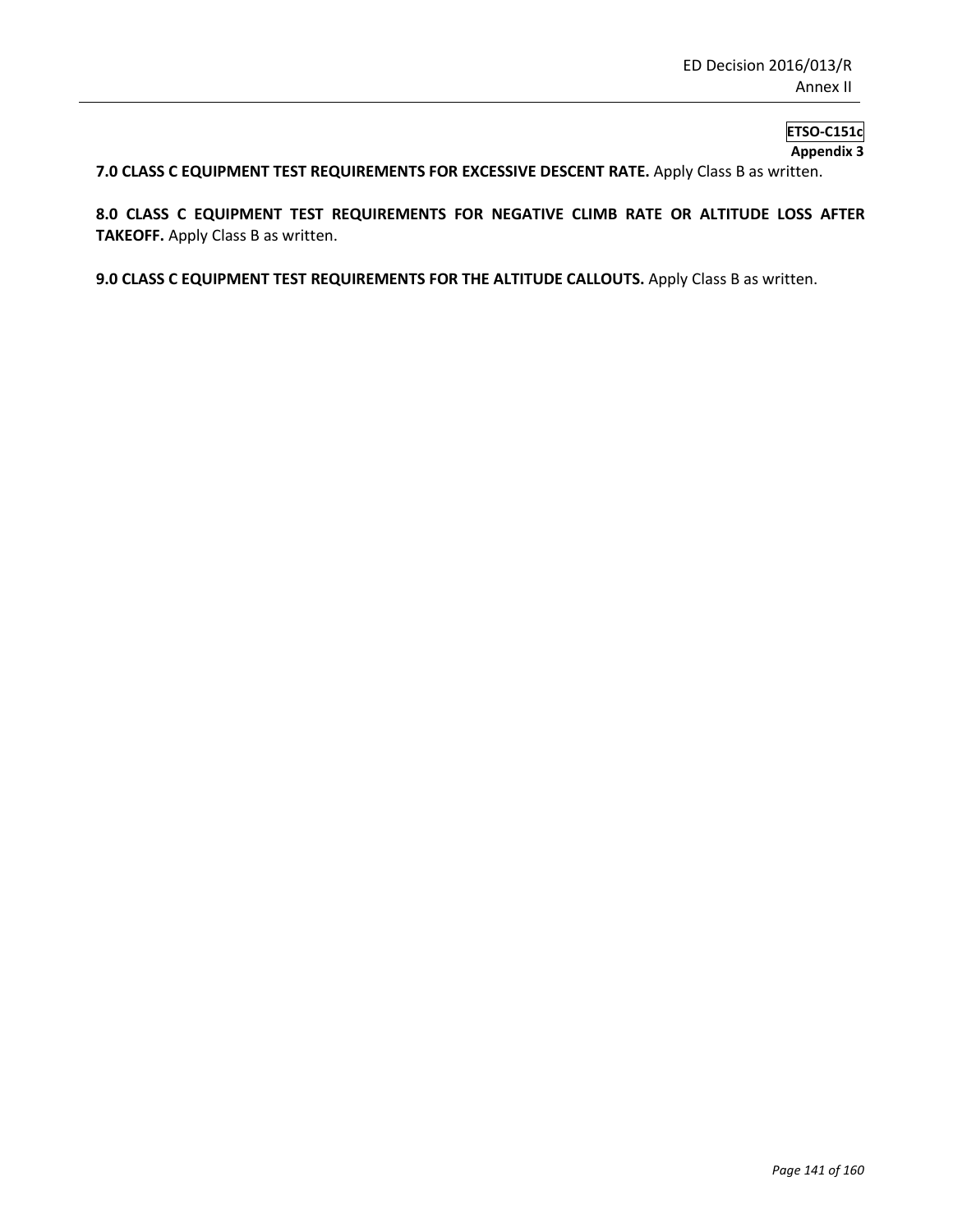**7.0 CLASS C EQUIPMENT TEST REQUIREMENTS FOR EXCESSIVE DESCENT RATE.** Apply Class B as written.

**8.0 CLASS C EQUIPMENT TEST REQUIREMENTS FOR NEGATIVE CLIMB RATE OR ALTITUDE LOSS AFTER TAKEOFF.** Apply Class B as written.

**9.0 CLASS C EQUIPMENT TEST REQUIREMENTS FOR THE ALTITUDE CALLOUTS.** Apply Class B as written.